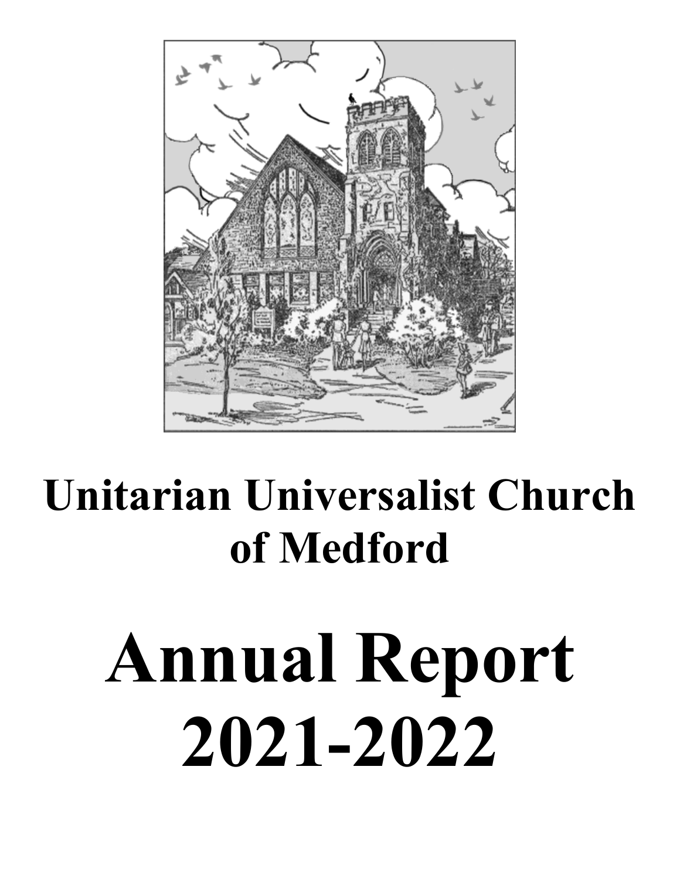# Unitarian Universalist Church of Medford

# Annual Report 2021-2022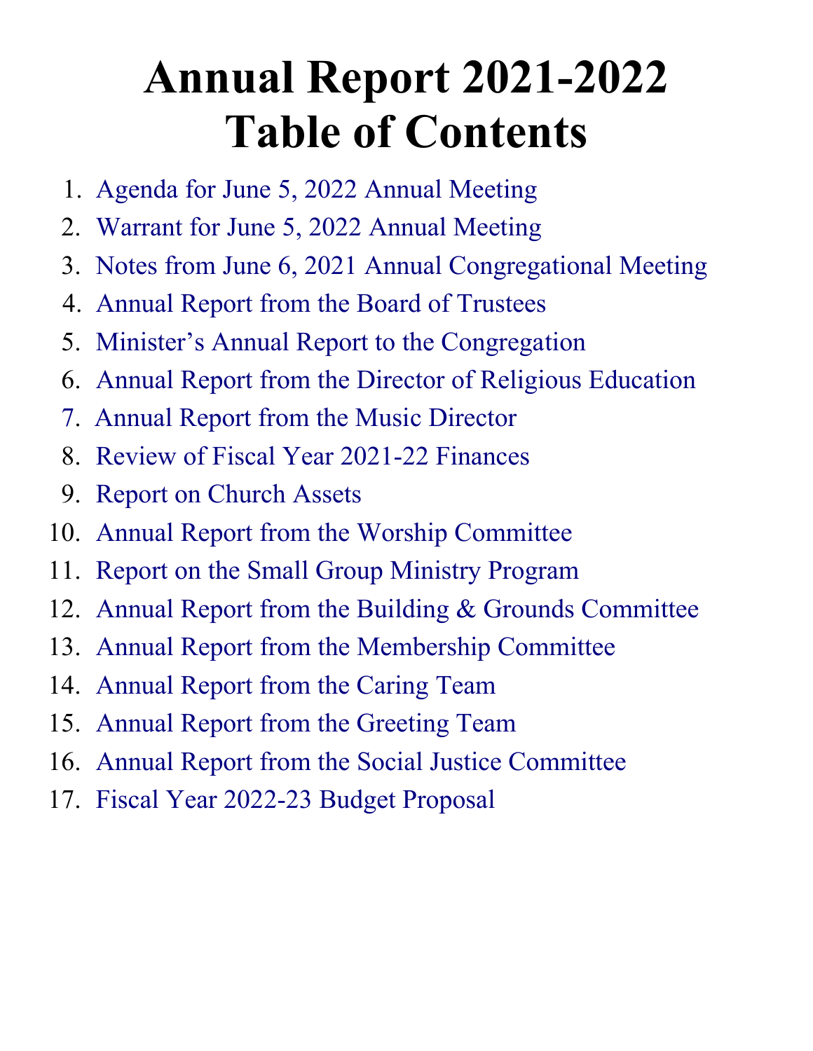# Annual Report 2021-2022
# Table of Contents

1. Agenda for June 5, 2022 Annual Meeting
2. Warrant for June 5, 2022 Annual Meeting
3. Notes from June 6, 2021 Annual Congregational Meeting
4. Annual Report from the Board of Trustees
5. Minister's Annual Report to the Congregation
6. Annual Report from the Director of Religious Education
7. Annual Report from the Music Director
8. Review of Fiscal Year 2021-22 Finances
9. Report on Church Assets
10. Annual Report from the Worship Committee
11. Report on the Small Group Ministry Program
12. Annual Report from the Building & Grounds Committee
13. Annual Report from the Membership Committee
14. Annual Report from the Caring Team
15. Annual Report from the Greeting Team
16. Annual Report from the Social Justice Committee
17. Fiscal Year 2022-23 Budget Proposal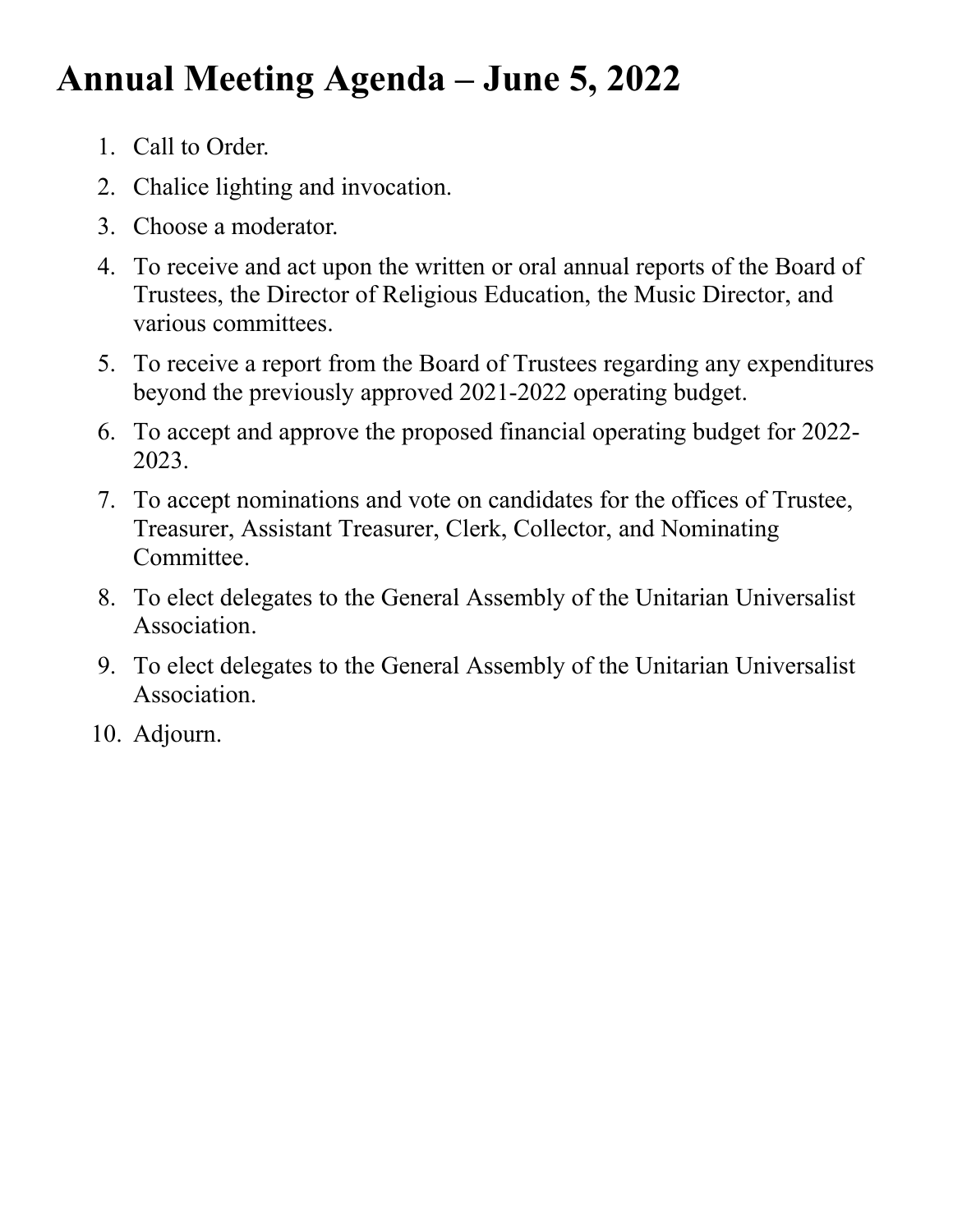# Annual Meeting Agenda – June 5, 2022

1. Call to Order.
2. Chalice lighting and invocation.
3. Choose a moderator.
4. To receive and act upon the written or oral annual reports of the Board of Trustees, the Director of Religious Education, the Music Director, and various committees.
5. To receive a report from the Board of Trustees regarding any expenditures beyond the previously approved 2021-2022 operating budget.
6. To accept and approve the proposed financial operating budget for 2022-2023.
7. To accept nominations and vote on candidates for the offices of Trustee, Treasurer, Assistant Treasurer, Clerk, Collector, and Nominating Committee.
8. To elect delegates to the General Assembly of the Unitarian Universalist Association.
9. To elect delegates to the General Assembly of the Unitarian Universalist Association.
10. Adjourn.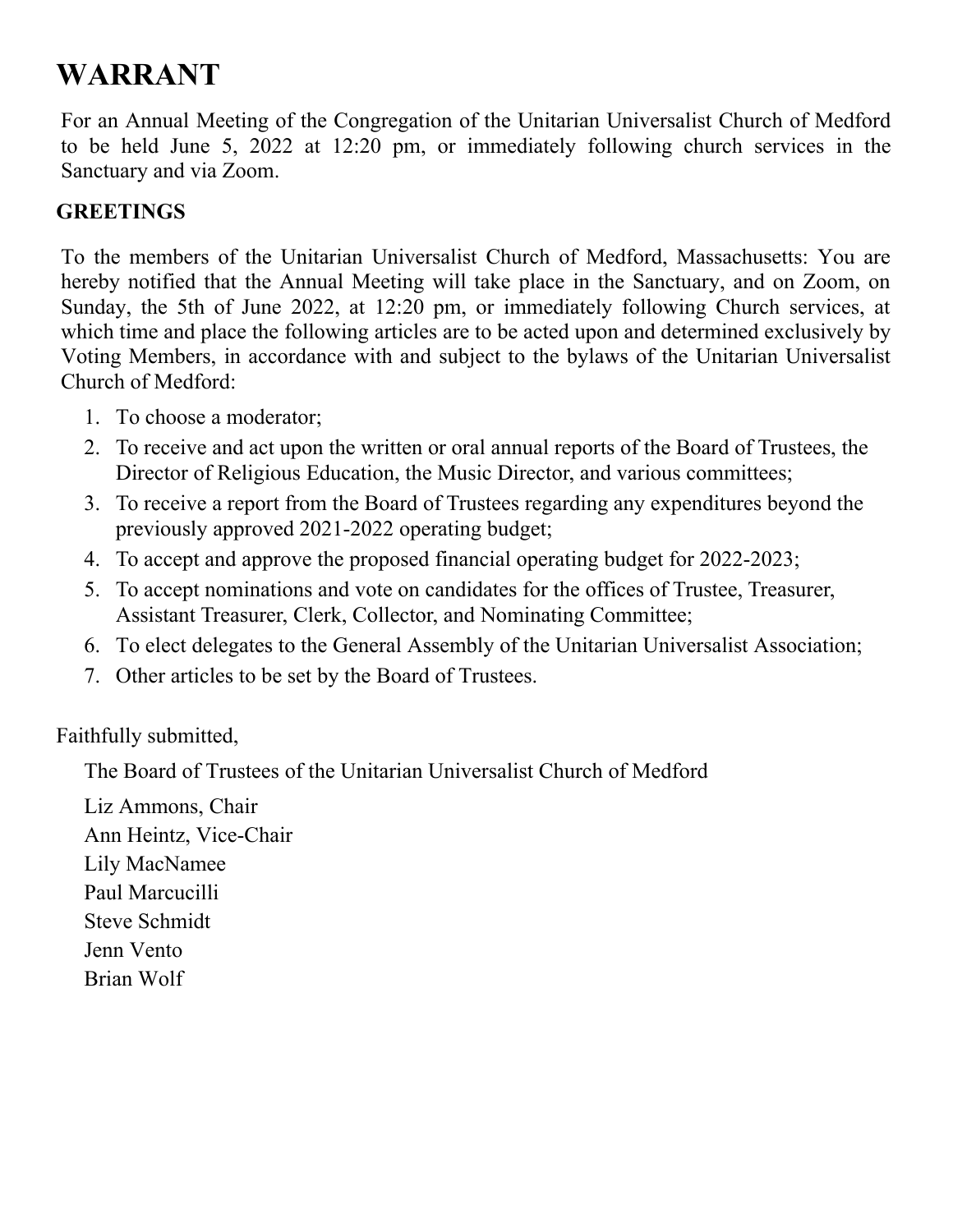# WARRANT

For an Annual Meeting of the Congregation of the Unitarian Universalist Church of Medford to be held June 5, 2022 at 12:20 pm, or immediately following church services in the Sanctuary and via Zoom.

## GREETINGS

To the members of the Unitarian Universalist Church of Medford, Massachusetts: You are hereby notified that the Annual Meeting will take place in the Sanctuary, and on Zoom, on Sunday, the 5th of June 2022, at 12:20 pm, or immediately following Church services, at which time and place the following articles are to be acted upon and determined exclusively by Voting Members, in accordance with and subject to the bylaws of the Unitarian Universalist Church of Medford:

1. To choose a moderator;
2. To receive and act upon the written or oral annual reports of the Board of Trustees, the Director of Religious Education, the Music Director, and various committees;
3. To receive a report from the Board of Trustees regarding any expenditures beyond the previously approved 2021-2022 operating budget;
4. To accept and approve the proposed financial operating budget for 2022-2023;
5. To accept nominations and vote on candidates for the offices of Trustee, Treasurer, Assistant Treasurer, Clerk, Collector, and Nominating Committee;
6. To elect delegates to the General Assembly of the Unitarian Universalist Association;
7. Other articles to be set by the Board of Trustees.

Faithfully submitted,

The Board of Trustees of the Unitarian Universalist Church of Medford

Liz Ammons, Chair
Ann Heintz, Vice-Chair
Lily MacNamee
Paul Marcucilli
Steve Schmidt
Jenn Vento
Brian Wolf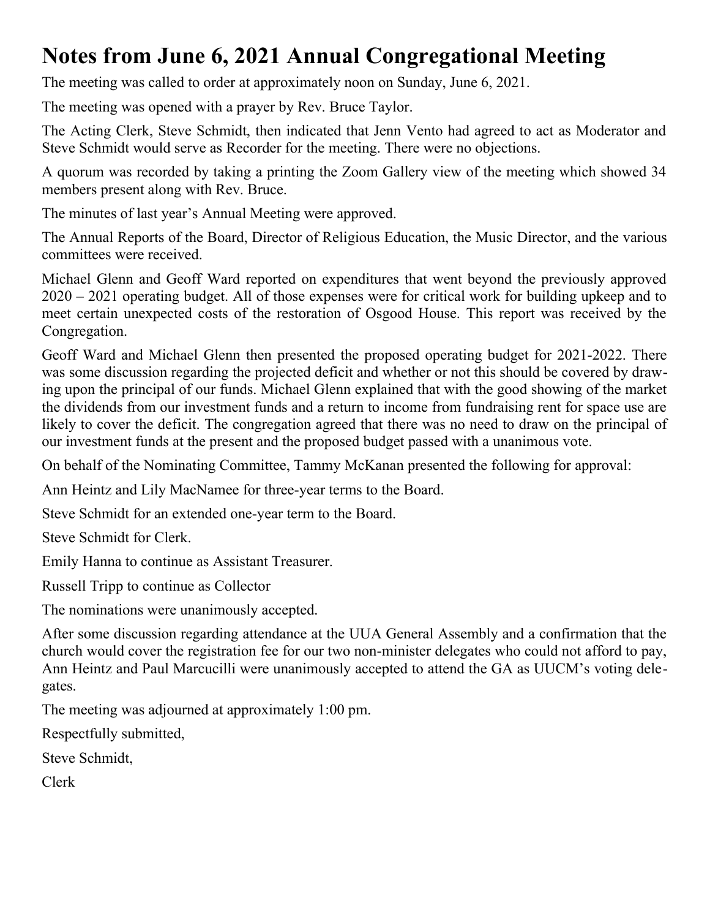# Notes from June 6, 2021 Annual Congregational Meeting

The meeting was called to order at approximately noon on Sunday, June 6, 2021.

The meeting was opened with a prayer by Rev. Bruce Taylor.

The Acting Clerk, Steve Schmidt, then indicated that Jenn Vento had agreed to act as Moderator and Steve Schmidt would serve as Recorder for the meeting. There were no objections.

A quorum was recorded by taking a printing the Zoom Gallery view of the meeting which showed 34 members present along with Rev. Bruce.

The minutes of last year's Annual Meeting were approved.

The Annual Reports of the Board, Director of Religious Education, the Music Director, and the various committees were received.

Michael Glenn and Geoff Ward reported on expenditures that went beyond the previously approved 2020 – 2021 operating budget. All of those expenses were for critical work for building upkeep and to meet certain unexpected costs of the restoration of Osgood House. This report was received by the Congregation.

Geoff Ward and Michael Glenn then presented the proposed operating budget for 2021-2022. There was some discussion regarding the projected deficit and whether or not this should be covered by drawing upon the principal of our funds. Michael Glenn explained that with the good showing of the market the dividends from our investment funds and a return to income from fundraising rent for space use are likely to cover the deficit. The congregation agreed that there was no need to draw on the principal of our investment funds at the present and the proposed budget passed with a unanimous vote.

On behalf of the Nominating Committee, Tammy McKanan presented the following for approval:

Ann Heintz and Lily MacNamee for three-year terms to the Board.

Steve Schmidt for an extended one-year term to the Board.

Steve Schmidt for Clerk.

Emily Hanna to continue as Assistant Treasurer.

Russell Tripp to continue as Collector

The nominations were unanimously accepted.

After some discussion regarding attendance at the UUA General Assembly and a confirmation that the church would cover the registration fee for our two non-minister delegates who could not afford to pay, Ann Heintz and Paul Marcucilli were unanimously accepted to attend the GA as UUCM's voting delegates.

The meeting was adjourned at approximately 1:00 pm.

Respectfully submitted,

Steve Schmidt,

Clerk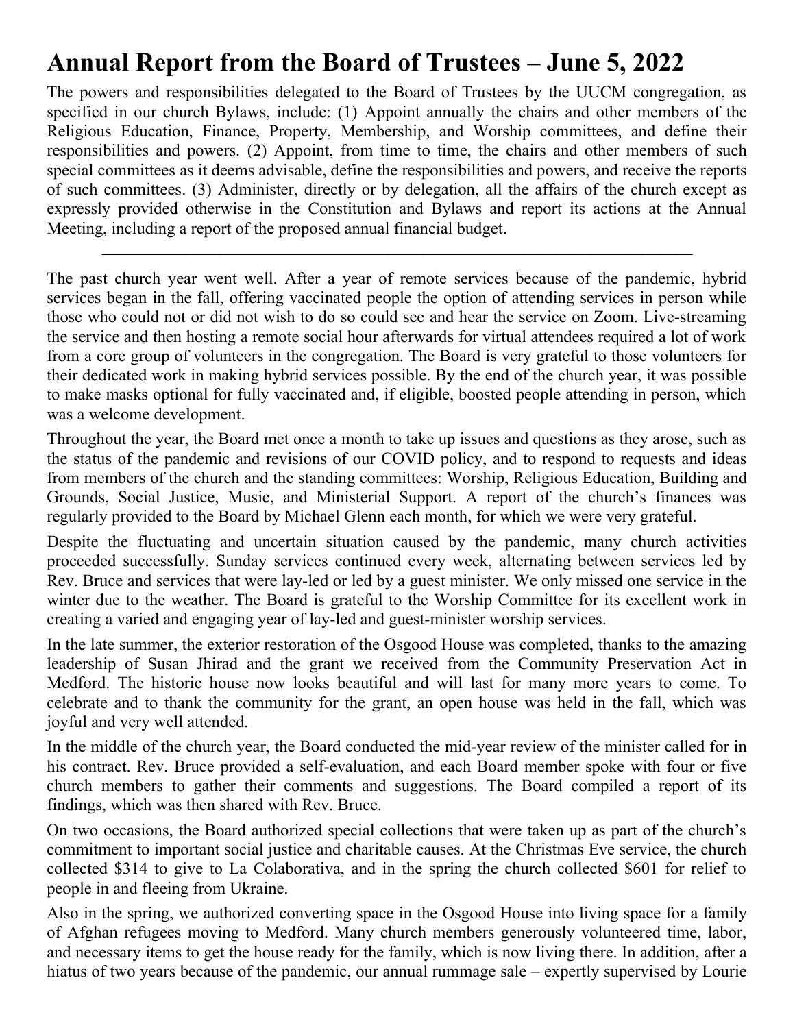# Annual Report from the Board of Trustees – June 5, 2022

The powers and responsibilities delegated to the Board of Trustees by the UUCM congregation, as specified in our church Bylaws, include: (1) Appoint annually the chairs and other members of the Religious Education, Finance, Property, Membership, and Worship committees, and define their responsibilities and powers. (2) Appoint, from time to time, the chairs and other members of such special committees as it deems advisable, define the responsibilities and powers, and receive the reports of such committees. (3) Administer, directly or by delegation, all the affairs of the church except as expressly provided otherwise in the Constitution and Bylaws and report its actions at the Annual Meeting, including a report of the proposed annual financial budget.

---

The past church year went well. After a year of remote services because of the pandemic, hybrid services began in the fall, offering vaccinated people the option of attending services in person while those who could not or did not wish to do so could see and hear the service on Zoom. Live-streaming the service and then hosting a remote social hour afterwards for virtual attendees required a lot of work from a core group of volunteers in the congregation. The Board is very grateful to those volunteers for their dedicated work in making hybrid services possible. By the end of the church year, it was possible to make masks optional for fully vaccinated and, if eligible, boosted people attending in person, which was a welcome development.

Throughout the year, the Board met once a month to take up issues and questions as they arose, such as the status of the pandemic and revisions of our COVID policy, and to respond to requests and ideas from members of the church and the standing committees: Worship, Religious Education, Building and Grounds, Social Justice, Music, and Ministerial Support. A report of the church's finances was regularly provided to the Board by Michael Glenn each month, for which we were very grateful.

Despite the fluctuating and uncertain situation caused by the pandemic, many church activities proceeded successfully. Sunday services continued every week, alternating between services led by Rev. Bruce and services that were lay-led or led by a guest minister. We only missed one service in the winter due to the weather. The Board is grateful to the Worship Committee for its excellent work in creating a varied and engaging year of lay-led and guest-minister worship services.

In the late summer, the exterior restoration of the Osgood House was completed, thanks to the amazing leadership of Susan Jhirad and the grant we received from the Community Preservation Act in Medford. The historic house now looks beautiful and will last for many more years to come. To celebrate and to thank the community for the grant, an open house was held in the fall, which was joyful and very well attended.

In the middle of the church year, the Board conducted the mid-year review of the minister called for in his contract. Rev. Bruce provided a self-evaluation, and each Board member spoke with four or five church members to gather their comments and suggestions. The Board compiled a report of its findings, which was then shared with Rev. Bruce.

On two occasions, the Board authorized special collections that were taken up as part of the church's commitment to important social justice and charitable causes. At the Christmas Eve service, the church collected $314 to give to La Colaborativa, and in the spring the church collected $601 for relief to people in and fleeing from Ukraine.

Also in the spring, we authorized converting space in the Osgood House into living space for a family of Afghan refugees moving to Medford. Many church members generously volunteered time, labor, and necessary items to get the house ready for the family, which is now living there. In addition, after a hiatus of two years because of the pandemic, our annual rummage sale – expertly supervised by Lourie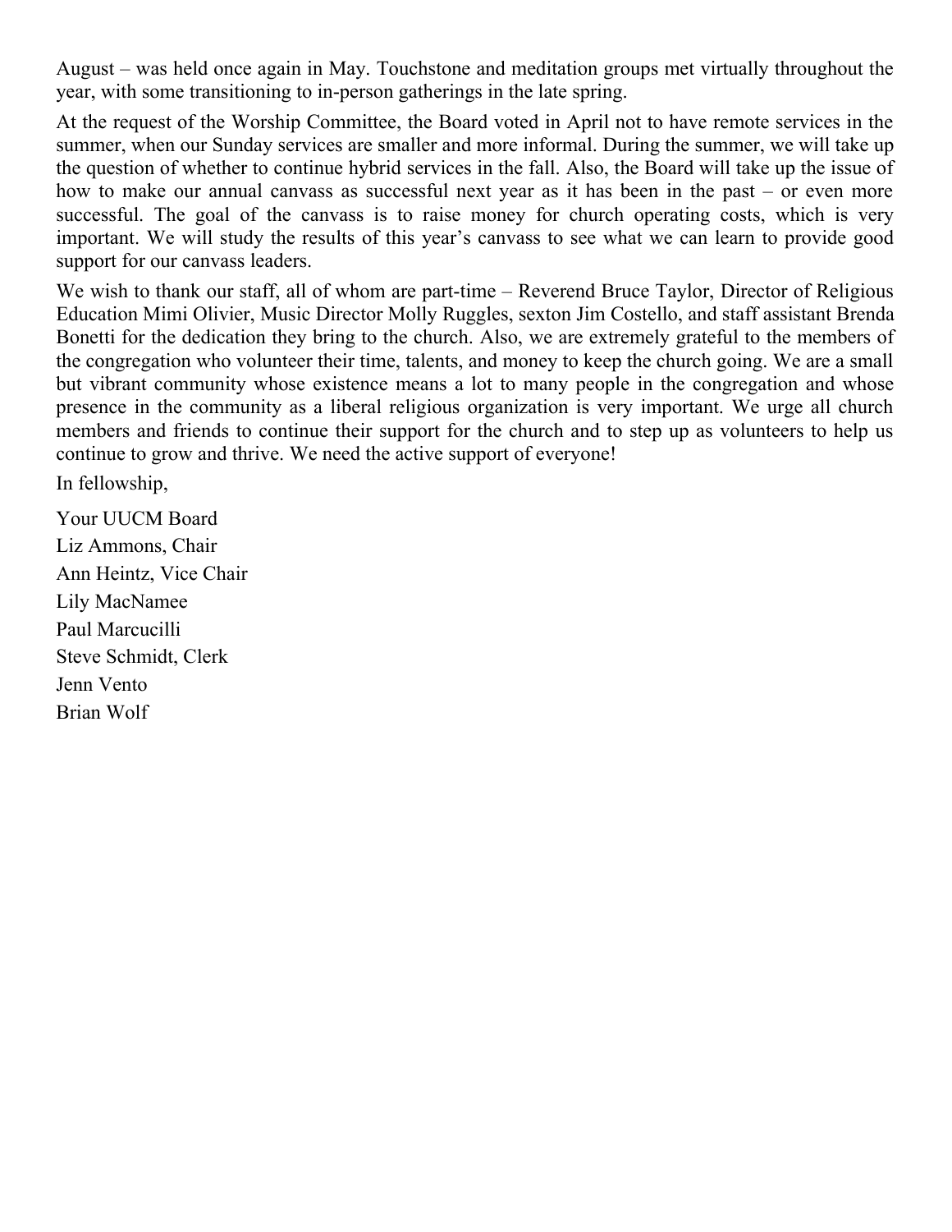August – was held once again in May. Touchstone and meditation groups met virtually throughout the year, with some transitioning to in-person gatherings in the late spring.

At the request of the Worship Committee, the Board voted in April not to have remote services in the summer, when our Sunday services are smaller and more informal. During the summer, we will take up the question of whether to continue hybrid services in the fall. Also, the Board will take up the issue of how to make our annual canvass as successful next year as it has been in the past – or even more successful. The goal of the canvass is to raise money for church operating costs, which is very important. We will study the results of this year's canvass to see what we can learn to provide good support for our canvass leaders.

We wish to thank our staff, all of whom are part-time – Reverend Bruce Taylor, Director of Religious Education Mimi Olivier, Music Director Molly Ruggles, sexton Jim Costello, and staff assistant Brenda Bonetti for the dedication they bring to the church. Also, we are extremely grateful to the members of the congregation who volunteer their time, talents, and money to keep the church going. We are a small but vibrant community whose existence means a lot to many people in the congregation and whose presence in the community as a liberal religious organization is very important. We urge all church members and friends to continue their support for the church and to step up as volunteers to help us continue to grow and thrive. We need the active support of everyone!

In fellowship,

Your UUCM Board
Liz Ammons, Chair
Ann Heintz, Vice Chair
Lily MacNamee
Paul Marcucilli
Steve Schmidt, Clerk
Jenn Vento
Brian Wolf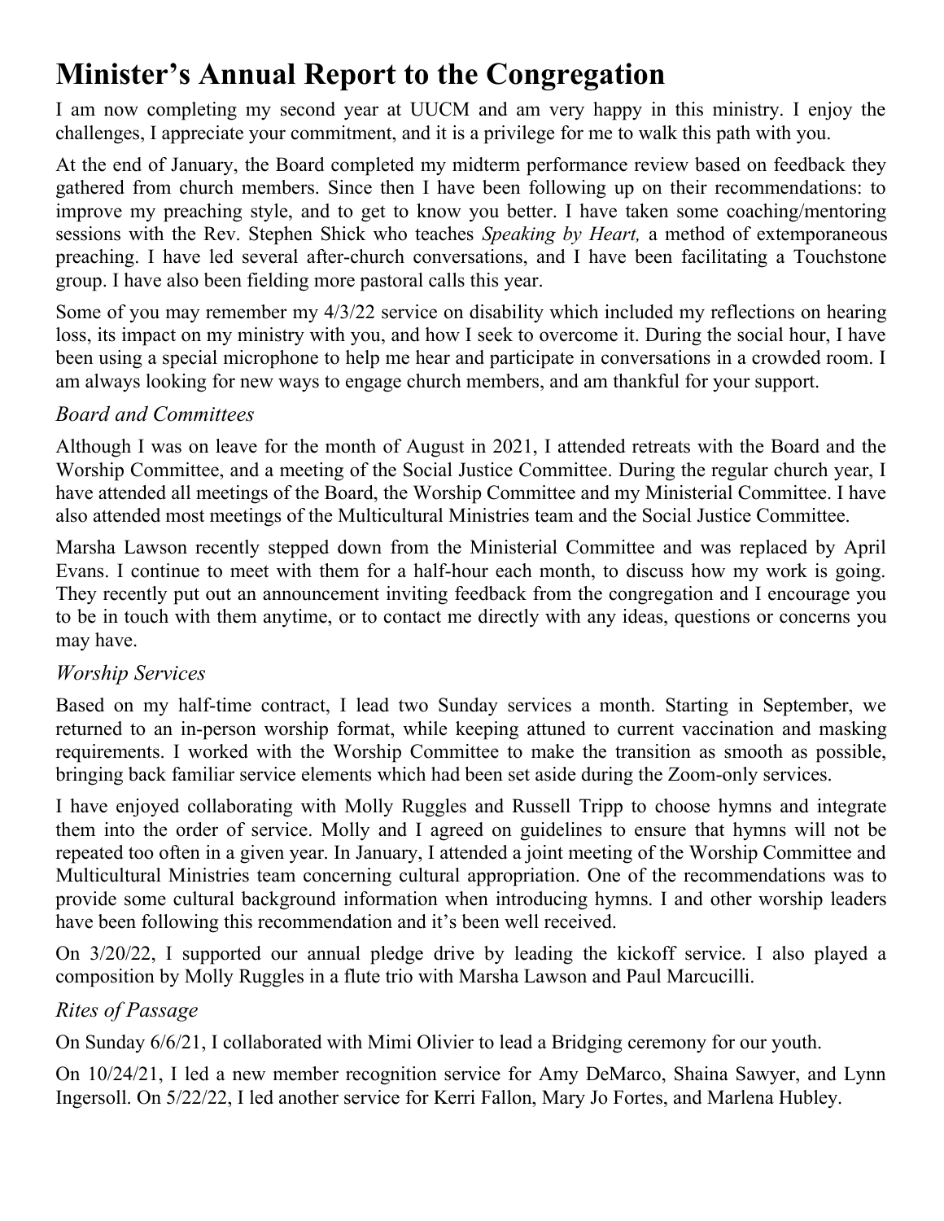# Minister's Annual Report to the Congregation

I am now completing my second year at UUCM and am very happy in this ministry. I enjoy the challenges, I appreciate your commitment, and it is a privilege for me to walk this path with you.

At the end of January, the Board completed my midterm performance review based on feedback they gathered from church members. Since then I have been following up on their recommendations: to improve my preaching style, and to get to know you better. I have taken some coaching/mentoring sessions with the Rev. Stephen Shick who teaches *Speaking by Heart,* a method of extemporaneous preaching. I have led several after-church conversations, and I have been facilitating a Touchstone group. I have also been fielding more pastoral calls this year.

Some of you may remember my 4/3/22 service on disability which included my reflections on hearing loss, its impact on my ministry with you, and how I seek to overcome it. During the social hour, I have been using a special microphone to help me hear and participate in conversations in a crowded room. I am always looking for new ways to engage church members, and am thankful for your support.

## *Board and Committees*

Although I was on leave for the month of August in 2021, I attended retreats with the Board and the Worship Committee, and a meeting of the Social Justice Committee. During the regular church year, I have attended all meetings of the Board, the Worship Committee and my Ministerial Committee. I have also attended most meetings of the Multicultural Ministries team and the Social Justice Committee.

Marsha Lawson recently stepped down from the Ministerial Committee and was replaced by April Evans. I continue to meet with them for a half-hour each month, to discuss how my work is going. They recently put out an announcement inviting feedback from the congregation and I encourage you to be in touch with them anytime, or to contact me directly with any ideas, questions or concerns you may have.

## *Worship Services*

Based on my half-time contract, I lead two Sunday services a month. Starting in September, we returned to an in-person worship format, while keeping attuned to current vaccination and masking requirements. I worked with the Worship Committee to make the transition as smooth as possible, bringing back familiar service elements which had been set aside during the Zoom-only services.

I have enjoyed collaborating with Molly Ruggles and Russell Tripp to choose hymns and integrate them into the order of service. Molly and I agreed on guidelines to ensure that hymns will not be repeated too often in a given year. In January, I attended a joint meeting of the Worship Committee and Multicultural Ministries team concerning cultural appropriation. One of the recommendations was to provide some cultural background information when introducing hymns. I and other worship leaders have been following this recommendation and it's been well received.

On 3/20/22, I supported our annual pledge drive by leading the kickoff service. I also played a composition by Molly Ruggles in a flute trio with Marsha Lawson and Paul Marcucilli.

## *Rites of Passage*

On Sunday 6/6/21, I collaborated with Mimi Olivier to lead a Bridging ceremony for our youth.

On 10/24/21, I led a new member recognition service for Amy DeMarco, Shaina Sawyer, and Lynn Ingersoll. On 5/22/22, I led another service for Kerri Fallon, Mary Jo Fortes, and Marlena Hubley.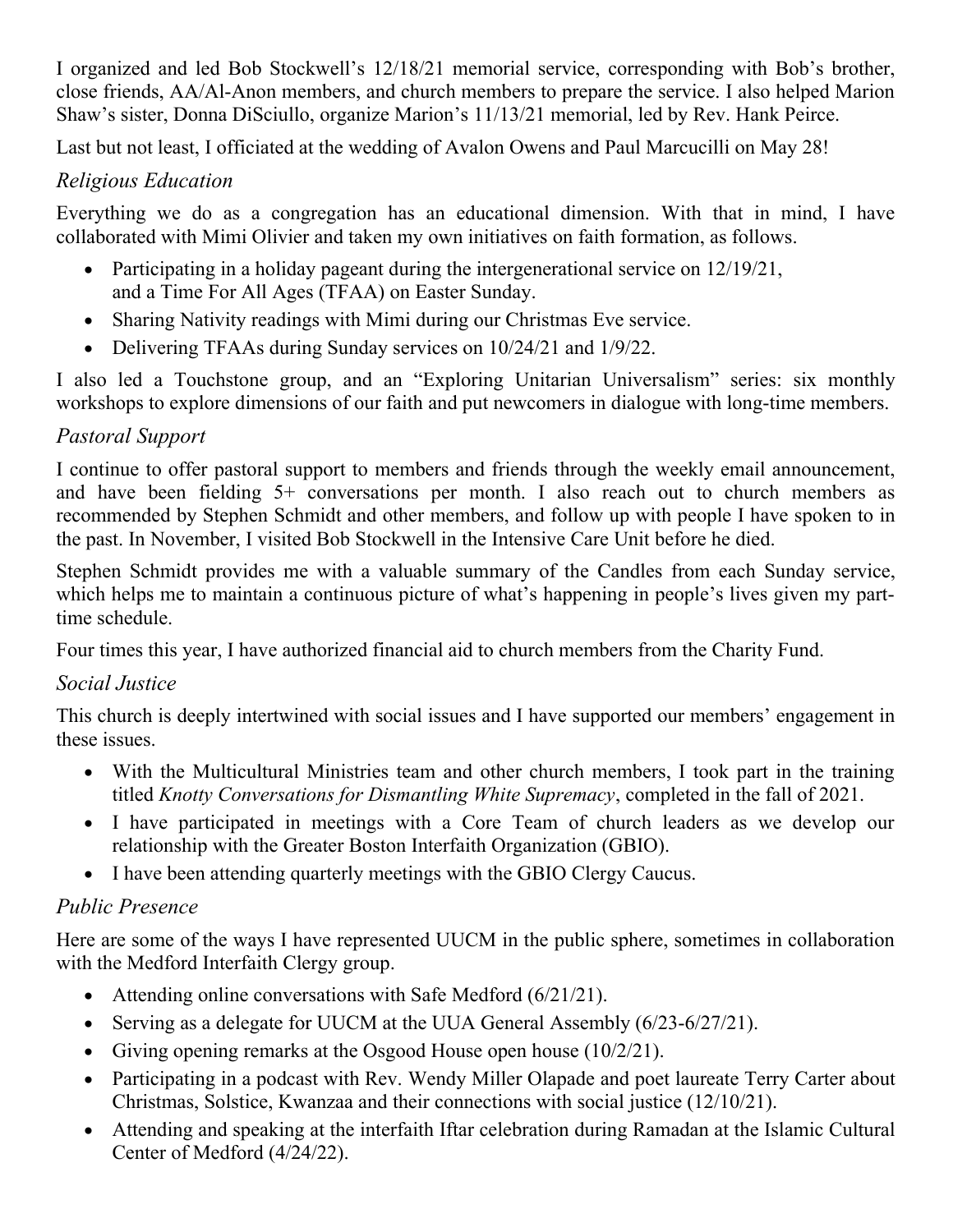I organized and led Bob Stockwell's 12/18/21 memorial service, corresponding with Bob's brother, close friends, AA/Al-Anon members, and church members to prepare the service. I also helped Marion Shaw's sister, Donna DiSciullo, organize Marion's 11/13/21 memorial, led by Rev. Hank Peirce.

Last but not least, I officiated at the wedding of Avalon Owens and Paul Marcucilli on May 28!

### *Religious Education*

Everything we do as a congregation has an educational dimension. With that in mind, I have collaborated with Mimi Olivier and taken my own initiatives on faith formation, as follows.

- Participating in a holiday pageant during the intergenerational service on 12/19/21, and a Time For All Ages (TFAA) on Easter Sunday.
- Sharing Nativity readings with Mimi during our Christmas Eve service.
- Delivering TFAAs during Sunday services on 10/24/21 and 1/9/22.

I also led a Touchstone group, and an "Exploring Unitarian Universalism" series: six monthly workshops to explore dimensions of our faith and put newcomers in dialogue with long-time members.

### *Pastoral Support*

I continue to offer pastoral support to members and friends through the weekly email announcement, and have been fielding 5+ conversations per month. I also reach out to church members as recommended by Stephen Schmidt and other members, and follow up with people I have spoken to in the past. In November, I visited Bob Stockwell in the Intensive Care Unit before he died.

Stephen Schmidt provides me with a valuable summary of the Candles from each Sunday service, which helps me to maintain a continuous picture of what's happening in people's lives given my part-time schedule.

Four times this year, I have authorized financial aid to church members from the Charity Fund.

### *Social Justice*

This church is deeply intertwined with social issues and I have supported our members' engagement in these issues.

- With the Multicultural Ministries team and other church members, I took part in the training titled *Knotty Conversations for Dismantling White Supremacy*, completed in the fall of 2021.
- I have participated in meetings with a Core Team of church leaders as we develop our relationship with the Greater Boston Interfaith Organization (GBIO).
- I have been attending quarterly meetings with the GBIO Clergy Caucus.

### *Public Presence*

Here are some of the ways I have represented UUCM in the public sphere, sometimes in collaboration with the Medford Interfaith Clergy group.

- Attending online conversations with Safe Medford (6/21/21).
- Serving as a delegate for UUCM at the UUA General Assembly (6/23-6/27/21).
- Giving opening remarks at the Osgood House open house (10/2/21).
- Participating in a podcast with Rev. Wendy Miller Olapade and poet laureate Terry Carter about Christmas, Solstice, Kwanzaa and their connections with social justice (12/10/21).
- Attending and speaking at the interfaith Iftar celebration during Ramadan at the Islamic Cultural Center of Medford (4/24/22).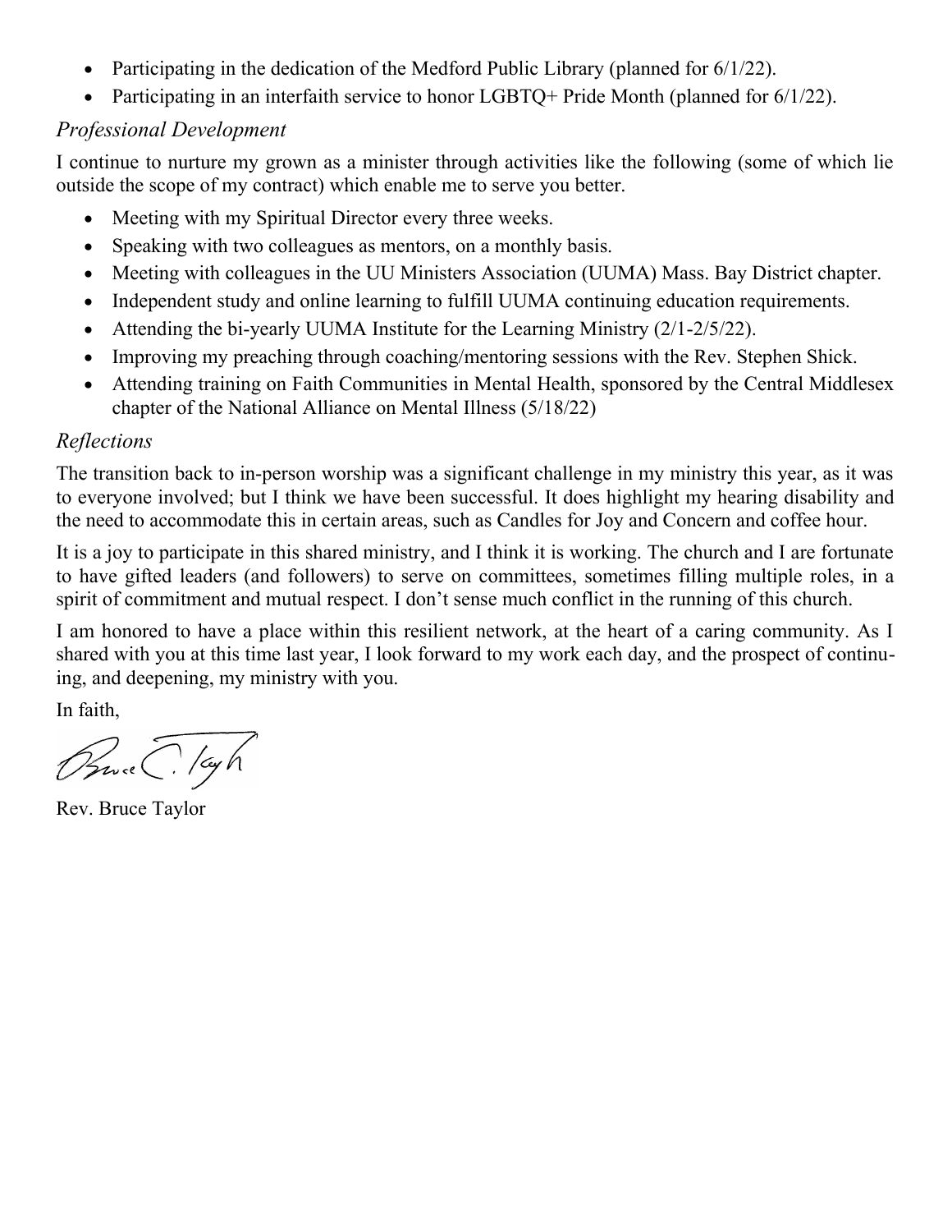- Participating in the dedication of the Medford Public Library (planned for 6/1/22).
- Participating in an interfaith service to honor LGBTQ+ Pride Month (planned for 6/1/22).

### *Professional Development*

I continue to nurture my grown as a minister through activities like the following (some of which lie outside the scope of my contract) which enable me to serve you better.

- Meeting with my Spiritual Director every three weeks.
- Speaking with two colleagues as mentors, on a monthly basis.
- Meeting with colleagues in the UU Ministers Association (UUMA) Mass. Bay District chapter.
- Independent study and online learning to fulfill UUMA continuing education requirements.
- Attending the bi-yearly UUMA Institute for the Learning Ministry (2/1-2/5/22).
- Improving my preaching through coaching/mentoring sessions with the Rev. Stephen Shick.
- Attending training on Faith Communities in Mental Health, sponsored by the Central Middlesex chapter of the National Alliance on Mental Illness (5/18/22)

### *Reflections*

The transition back to in-person worship was a significant challenge in my ministry this year, as it was to everyone involved; but I think we have been successful. It does highlight my hearing disability and the need to accommodate this in certain areas, such as Candles for Joy and Concern and coffee hour.

It is a joy to participate in this shared ministry, and I think it is working. The church and I are fortunate to have gifted leaders (and followers) to serve on committees, sometimes filling multiple roles, in a spirit of commitment and mutual respect. I don't sense much conflict in the running of this church.

I am honored to have a place within this resilient network, at the heart of a caring community. As I shared with you at this time last year, I look forward to my work each day, and the prospect of continuing, and deepening, my ministry with you.

In faith,

Rev. Bruce Taylor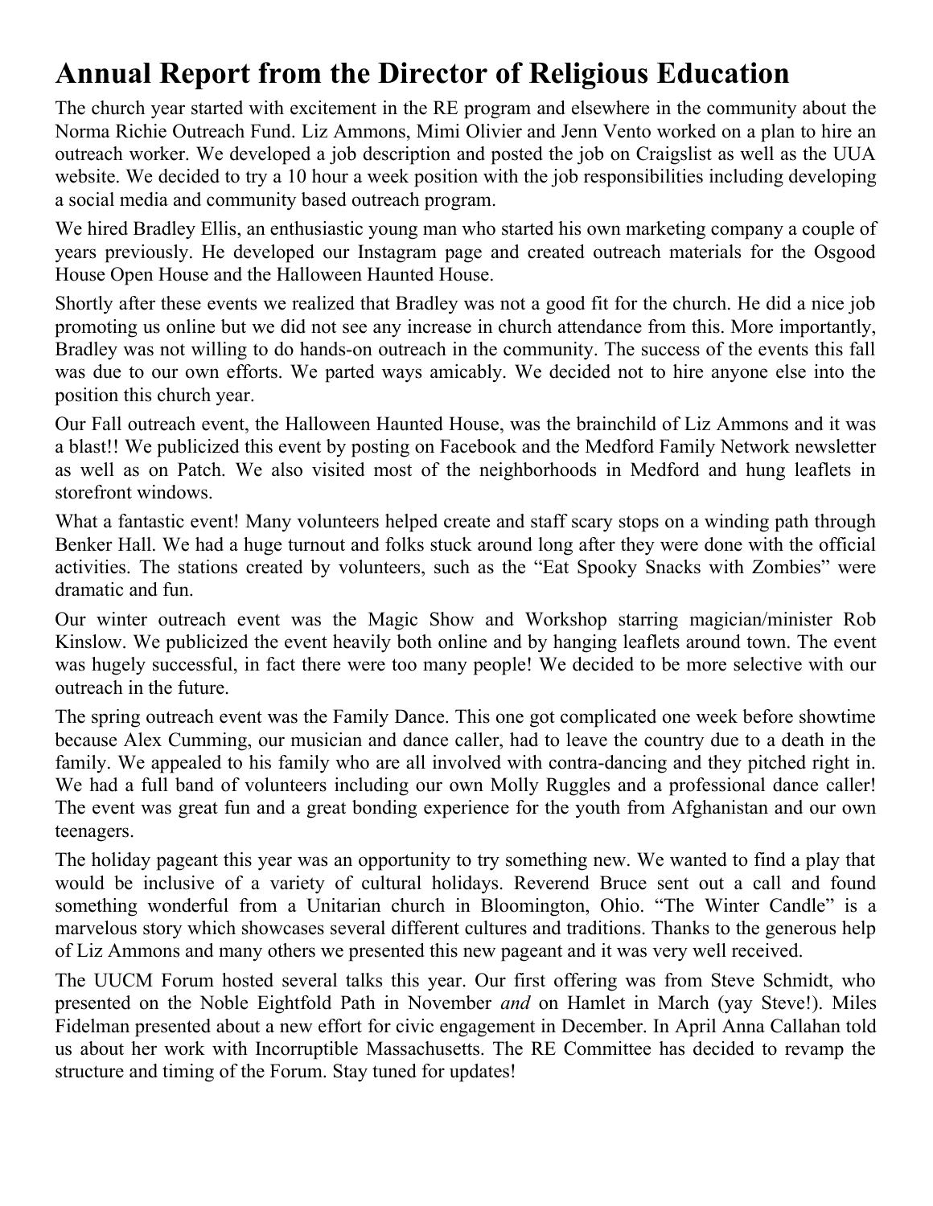# Annual Report from the Director of Religious Education

The church year started with excitement in the RE program and elsewhere in the community about the Norma Richie Outreach Fund. Liz Ammons, Mimi Olivier and Jenn Vento worked on a plan to hire an outreach worker. We developed a job description and posted the job on Craigslist as well as the UUA website. We decided to try a 10 hour a week position with the job responsibilities including developing a social media and community based outreach program.

We hired Bradley Ellis, an enthusiastic young man who started his own marketing company a couple of years previously. He developed our Instagram page and created outreach materials for the Osgood House Open House and the Halloween Haunted House.

Shortly after these events we realized that Bradley was not a good fit for the church. He did a nice job promoting us online but we did not see any increase in church attendance from this. More importantly, Bradley was not willing to do hands-on outreach in the community. The success of the events this fall was due to our own efforts. We parted ways amicably. We decided not to hire anyone else into the position this church year.

Our Fall outreach event, the Halloween Haunted House, was the brainchild of Liz Ammons and it was a blast!! We publicized this event by posting on Facebook and the Medford Family Network newsletter as well as on Patch. We also visited most of the neighborhoods in Medford and hung leaflets in storefront windows.

What a fantastic event! Many volunteers helped create and staff scary stops on a winding path through Benker Hall. We had a huge turnout and folks stuck around long after they were done with the official activities. The stations created by volunteers, such as the "Eat Spooky Snacks with Zombies" were dramatic and fun.

Our winter outreach event was the Magic Show and Workshop starring magician/minister Rob Kinslow. We publicized the event heavily both online and by hanging leaflets around town. The event was hugely successful, in fact there were too many people! We decided to be more selective with our outreach in the future.

The spring outreach event was the Family Dance. This one got complicated one week before showtime because Alex Cumming, our musician and dance caller, had to leave the country due to a death in the family. We appealed to his family who are all involved with contra-dancing and they pitched right in. We had a full band of volunteers including our own Molly Ruggles and a professional dance caller! The event was great fun and a great bonding experience for the youth from Afghanistan and our own teenagers.

The holiday pageant this year was an opportunity to try something new. We wanted to find a play that would be inclusive of a variety of cultural holidays. Reverend Bruce sent out a call and found something wonderful from a Unitarian church in Bloomington, Ohio. "The Winter Candle" is a marvelous story which showcases several different cultures and traditions. Thanks to the generous help of Liz Ammons and many others we presented this new pageant and it was very well received.

The UUCM Forum hosted several talks this year. Our first offering was from Steve Schmidt, who presented on the Noble Eightfold Path in November *and* on Hamlet in March (yay Steve!). Miles Fidelman presented about a new effort for civic engagement in December. In April Anna Callahan told us about her work with Incorruptible Massachusetts. The RE Committee has decided to revamp the structure and timing of the Forum. Stay tuned for updates!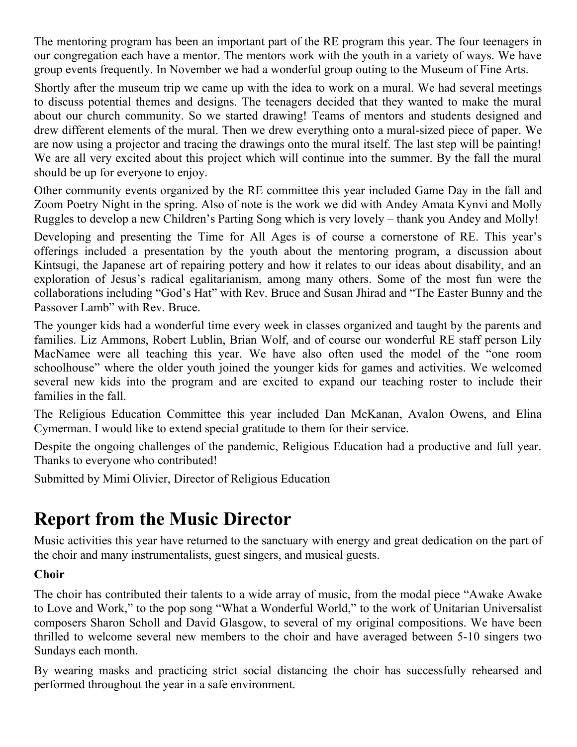The mentoring program has been an important part of the RE program this year. The four teenagers in our congregation each have a mentor. The mentors work with the youth in a variety of ways. We have group events frequently. In November we had a wonderful group outing to the Museum of Fine Arts.

Shortly after the museum trip we came up with the idea to work on a mural. We had several meetings to discuss potential themes and designs. The teenagers decided that they wanted to make the mural about our church community. So we started drawing! Teams of mentors and students designed and drew different elements of the mural. Then we drew everything onto a mural-sized piece of paper. We are now using a projector and tracing the drawings onto the mural itself. The last step will be painting! We are all very excited about this project which will continue into the summer. By the fall the mural should be up for everyone to enjoy.

Other community events organized by the RE committee this year included Game Day in the fall and Zoom Poetry Night in the spring. Also of note is the work we did with Andey Amata Kynvi and Molly Ruggles to develop a new Children's Parting Song which is very lovely – thank you Andey and Molly!

Developing and presenting the Time for All Ages is of course a cornerstone of RE. This year's offerings included a presentation by the youth about the mentoring program, a discussion about Kintsugi, the Japanese art of repairing pottery and how it relates to our ideas about disability, and an exploration of Jesus's radical egalitarianism, among many others. Some of the most fun were the collaborations including "God's Hat" with Rev. Bruce and Susan Jhirad and "The Easter Bunny and the Passover Lamb" with Rev. Bruce.

The younger kids had a wonderful time every week in classes organized and taught by the parents and families. Liz Ammons, Robert Lublin, Brian Wolf, and of course our wonderful RE staff person Lily MacNamee were all teaching this year. We have also often used the model of the "one room schoolhouse" where the older youth joined the younger kids for games and activities. We welcomed several new kids into the program and are excited to expand our teaching roster to include their families in the fall.

The Religious Education Committee this year included Dan McKanan, Avalon Owens, and Elina Cymerman. I would like to extend special gratitude to them for their service.

Despite the ongoing challenges of the pandemic, Religious Education had a productive and full year. Thanks to everyone who contributed!

Submitted by Mimi Olivier, Director of Religious Education

# Report from the Music Director

Music activities this year have returned to the sanctuary with energy and great dedication on the part of the choir and many instrumentalists, guest singers, and musical guests.

**Choir**

The choir has contributed their talents to a wide array of music, from the modal piece "Awake Awake to Love and Work," to the pop song "What a Wonderful World," to the work of Unitarian Universalist composers Sharon Scholl and David Glasgow, to several of my original compositions. We have been thrilled to welcome several new members to the choir and have averaged between 5-10 singers two Sundays each month.

By wearing masks and practicing strict social distancing the choir has successfully rehearsed and performed throughout the year in a safe environment.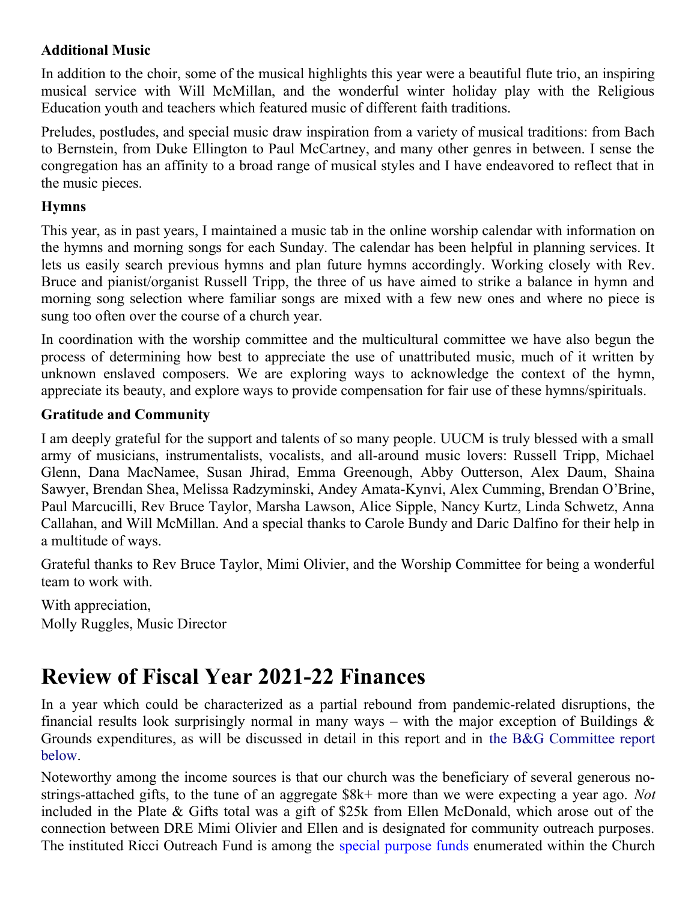**Additional Music**

In addition to the choir, some of the musical highlights this year were a beautiful flute trio, an inspiring musical service with Will McMillan, and the wonderful winter holiday play with the Religious Education youth and teachers which featured music of different faith traditions.

Preludes, postludes, and special music draw inspiration from a variety of musical traditions: from Bach to Bernstein, from Duke Ellington to Paul McCartney, and many other genres in between. I sense the congregation has an affinity to a broad range of musical styles and I have endeavored to reflect that in the music pieces.

**Hymns**

This year, as in past years, I maintained a music tab in the online worship calendar with information on the hymns and morning songs for each Sunday. The calendar has been helpful in planning services. It lets us easily search previous hymns and plan future hymns accordingly. Working closely with Rev. Bruce and pianist/organist Russell Tripp, the three of us have aimed to strike a balance in hymn and morning song selection where familiar songs are mixed with a few new ones and where no piece is sung too often over the course of a church year.

In coordination with the worship committee and the multicultural committee we have also begun the process of determining how best to appreciate the use of unattributed music, much of it written by unknown enslaved composers. We are exploring ways to acknowledge the context of the hymn, appreciate its beauty, and explore ways to provide compensation for fair use of these hymns/spirituals.

**Gratitude and Community**

I am deeply grateful for the support and talents of so many people. UUCM is truly blessed with a small army of musicians, instrumentalists, vocalists, and all-around music lovers: Russell Tripp, Michael Glenn, Dana MacNamee, Susan Jhirad, Emma Greenough, Abby Outterson, Alex Daum, Shaina Sawyer, Brendan Shea, Melissa Radzyminski, Andey Amata-Kynvi, Alex Cumming, Brendan O'Brine, Paul Marcucilli, Rev Bruce Taylor, Marsha Lawson, Alice Sipple, Nancy Kurtz, Linda Schwetz, Anna Callahan, and Will McMillan. And a special thanks to Carole Bundy and Daric Dalfino for their help in a multitude of ways.

Grateful thanks to Rev Bruce Taylor, Mimi Olivier, and the Worship Committee for being a wonderful team to work with.

With appreciation,
Molly Ruggles, Music Director

# Review of Fiscal Year 2021-22 Finances

In a year which could be characterized as a partial rebound from pandemic-related disruptions, the financial results look surprisingly normal in many ways – with the major exception of Buildings & Grounds expenditures, as will be discussed in detail in this report and in the B&G Committee report below.

Noteworthy among the income sources is that our church was the beneficiary of several generous no-strings-attached gifts, to the tune of an aggregate $8k+ more than we were expecting a year ago. *Not* included in the Plate & Gifts total was a gift of $25k from Ellen McDonald, which arose out of the connection between DRE Mimi Olivier and Ellen and is designated for community outreach purposes. The instituted Ricci Outreach Fund is among the special purpose funds enumerated within the Church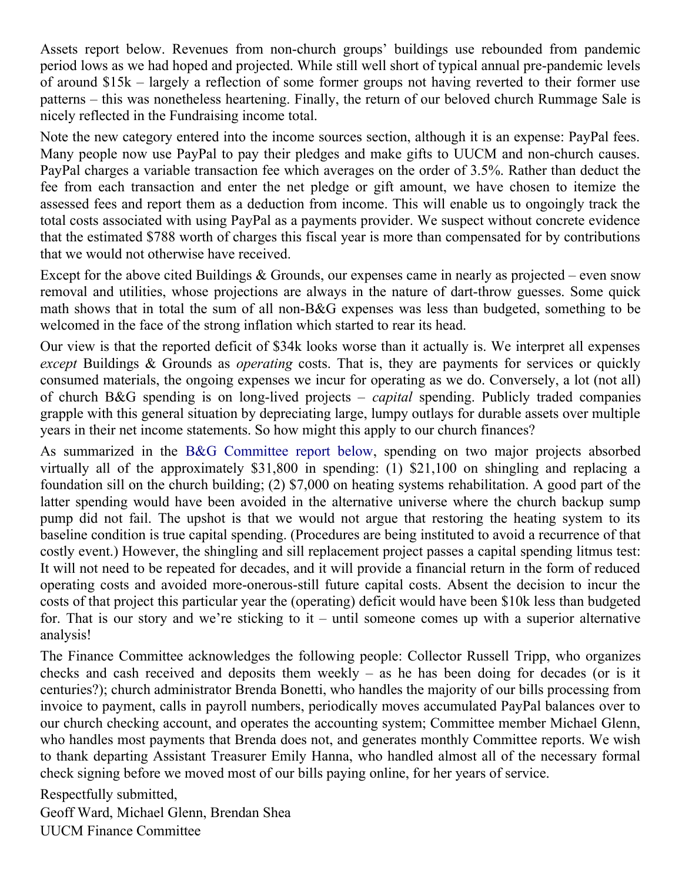Assets report below. Revenues from non-church groups' buildings use rebounded from pandemic period lows as we had hoped and projected. While still well short of typical annual pre-pandemic levels of around $15k – largely a reflection of some former groups not having reverted to their former use patterns – this was nonetheless heartening. Finally, the return of our beloved church Rummage Sale is nicely reflected in the Fundraising income total.

Note the new category entered into the income sources section, although it is an expense: PayPal fees. Many people now use PayPal to pay their pledges and make gifts to UUCM and non-church causes. PayPal charges a variable transaction fee which averages on the order of 3.5%. Rather than deduct the fee from each transaction and enter the net pledge or gift amount, we have chosen to itemize the assessed fees and report them as a deduction from income. This will enable us to ongoingly track the total costs associated with using PayPal as a payments provider. We suspect without concrete evidence that the estimated $788 worth of charges this fiscal year is more than compensated for by contributions that we would not otherwise have received.

Except for the above cited Buildings & Grounds, our expenses came in nearly as projected – even snow removal and utilities, whose projections are always in the nature of dart-throw guesses. Some quick math shows that in total the sum of all non-B&G expenses was less than budgeted, something to be welcomed in the face of the strong inflation which started to rear its head.

Our view is that the reported deficit of $34k looks worse than it actually is. We interpret all expenses *except* Buildings & Grounds as *operating* costs. That is, they are payments for services or quickly consumed materials, the ongoing expenses we incur for operating as we do. Conversely, a lot (not all) of church B&G spending is on long-lived projects – *capital* spending. Publicly traded companies grapple with this general situation by depreciating large, lumpy outlays for durable assets over multiple years in their net income statements. So how might this apply to our church finances?

As summarized in the B&G Committee report below, spending on two major projects absorbed virtually all of the approximately $31,800 in spending: (1) $21,100 on shingling and replacing a foundation sill on the church building; (2) $7,000 on heating systems rehabilitation. A good part of the latter spending would have been avoided in the alternative universe where the church backup sump pump did not fail. The upshot is that we would not argue that restoring the heating system to its baseline condition is true capital spending. (Procedures are being instituted to avoid a recurrence of that costly event.) However, the shingling and sill replacement project passes a capital spending litmus test: It will not need to be repeated for decades, and it will provide a financial return in the form of reduced operating costs and avoided more-onerous-still future capital costs. Absent the decision to incur the costs of that project this particular year the (operating) deficit would have been $10k less than budgeted for. That is our story and we're sticking to it – until someone comes up with a superior alternative analysis!

The Finance Committee acknowledges the following people: Collector Russell Tripp, who organizes checks and cash received and deposits them weekly – as he has been doing for decades (or is it centuries?); church administrator Brenda Bonetti, who handles the majority of our bills processing from invoice to payment, calls in payroll numbers, periodically moves accumulated PayPal balances over to our church checking account, and operates the accounting system; Committee member Michael Glenn, who handles most payments that Brenda does not, and generates monthly Committee reports. We wish to thank departing Assistant Treasurer Emily Hanna, who handled almost all of the necessary formal check signing before we moved most of our bills paying online, for her years of service.

Respectfully submitted,
Geoff Ward, Michael Glenn, Brendan Shea
UUCM Finance Committee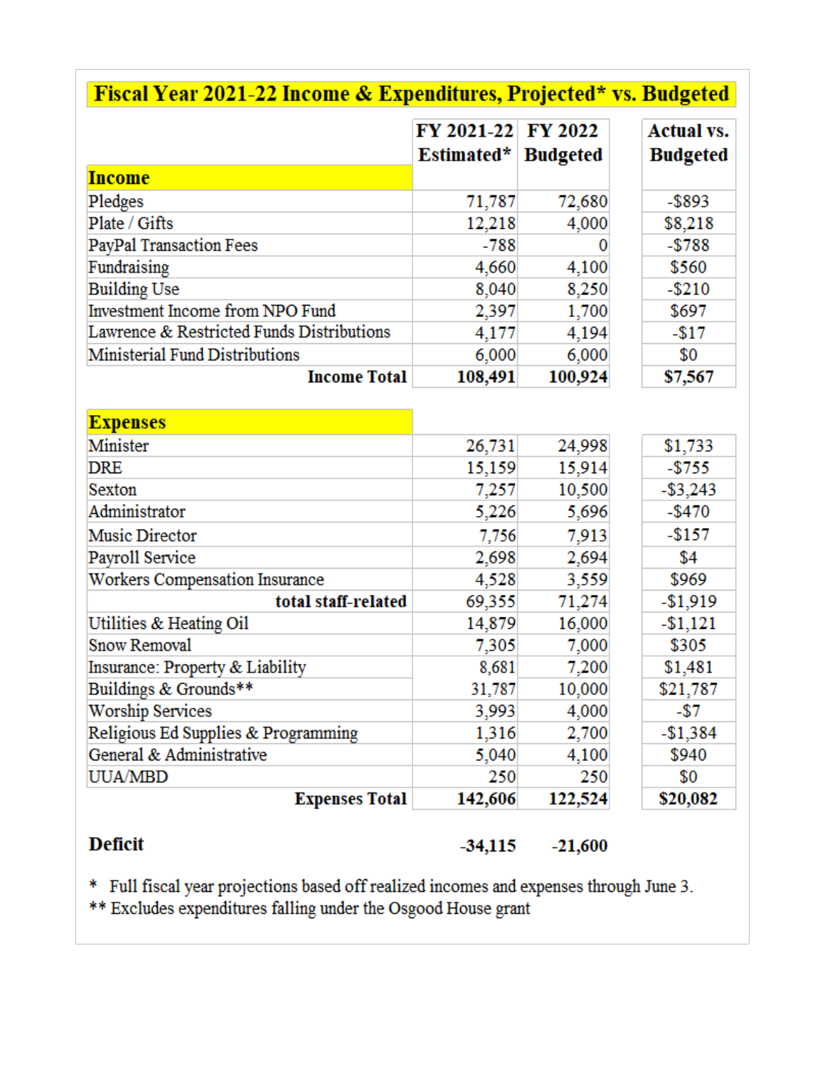# Fiscal Year 2021-22 Income & Expenditures, Projected* vs. Budgeted

| | FY 2021-22 Estimated* | FY 2022 Budgeted | Actual vs. Budgeted |
|---|---|---|---|
| **Income** | | | |
| Pledges | 71,787 | 72,680 | -$893 |
| Plate / Gifts | 12,218 | 4,000 | $8,218 |
| PayPal Transaction Fees | -788 | 0 | -$788 |
| Fundraising | 4,660 | 4,100 | $560 |
| Building Use | 8,040 | 8,250 | -$210 |
| Investment Income from NPO Fund | 2,397 | 1,700 | $697 |
| Lawrence & Restricted Funds Distributions | 4,177 | 4,194 | -$17 |
| Ministerial Fund Distributions | 6,000 | 6,000 | $0 |
| **Income Total** | **108,491** | **100,924** | **$7,567** |
| | | | |
| **Expenses** | | | |
| Minister | 26,731 | 24,998 | $1,733 |
| DRE | 15,159 | 15,914 | -$755 |
| Sexton | 7,257 | 10,500 | -$3,243 |
| Administrator | 5,226 | 5,696 | -$470 |
| Music Director | 7,756 | 7,913 | -$157 |
| Payroll Service | 2,698 | 2,694 | $4 |
| Workers Compensation Insurance | 4,528 | 3,559 | $969 |
| **total staff-related** | 69,355 | 71,274 | -$1,919 |
| Utilities & Heating Oil | 14,879 | 16,000 | -$1,121 |
| Snow Removal | 7,305 | 7,000 | $305 |
| Insurance: Property & Liability | 8,681 | 7,200 | $1,481 |
| Buildings & Grounds** | 31,787 | 10,000 | $21,787 |
| Worship Services | 3,993 | 4,000 | -$7 |
| Religious Ed Supplies & Programming | 1,316 | 2,700 | -$1,384 |
| General & Administrative | 5,040 | 4,100 | $940 |
| UUA/MBD | 250 | 250 | $0 |
| **Expenses Total** | **142,606** | **122,524** | **$20,082** |
| | | | |
| **Deficit** | **-34,115** | **-21,600** | |

\* Full fiscal year projections based off realized incomes and expenses through June 3.

\*\* Excludes expenditures falling under the Osgood House grant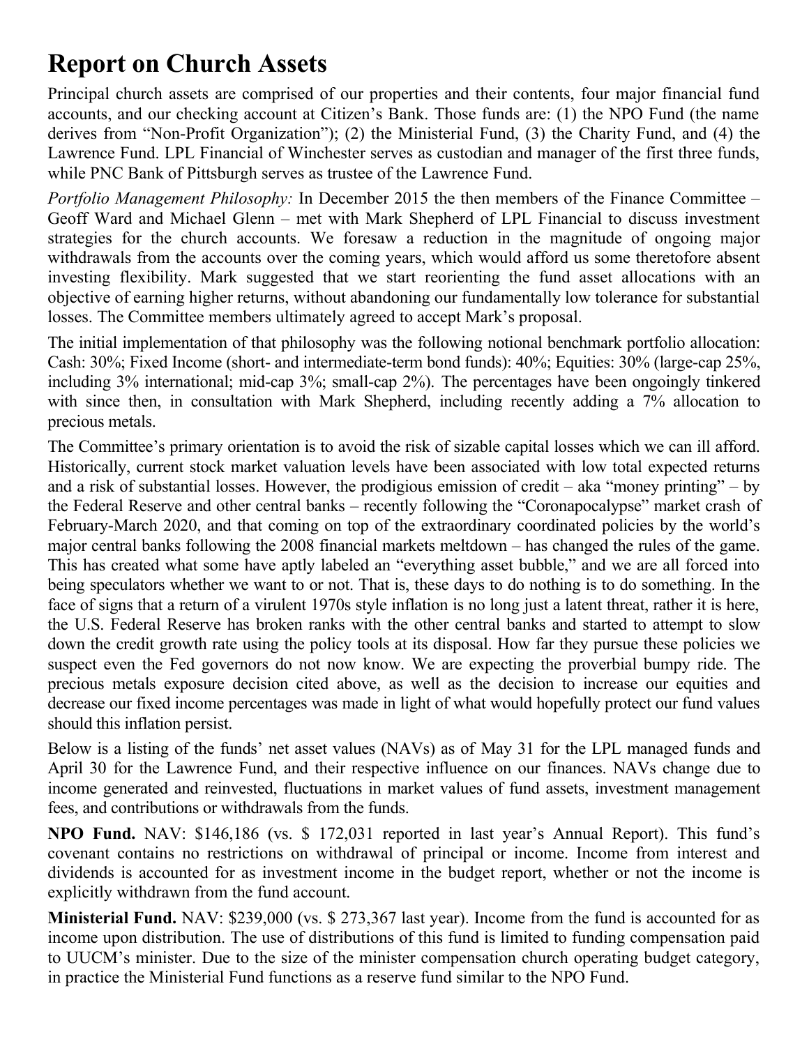# Report on Church Assets

Principal church assets are comprised of our properties and their contents, four major financial fund accounts, and our checking account at Citizen's Bank. Those funds are: (1) the NPO Fund (the name derives from "Non-Profit Organization"); (2) the Ministerial Fund, (3) the Charity Fund, and (4) the Lawrence Fund. LPL Financial of Winchester serves as custodian and manager of the first three funds, while PNC Bank of Pittsburgh serves as trustee of the Lawrence Fund.

*Portfolio Management Philosophy:* In December 2015 the then members of the Finance Committee – Geoff Ward and Michael Glenn – met with Mark Shepherd of LPL Financial to discuss investment strategies for the church accounts. We foresaw a reduction in the magnitude of ongoing major withdrawals from the accounts over the coming years, which would afford us some theretofore absent investing flexibility. Mark suggested that we start reorienting the fund asset allocations with an objective of earning higher returns, without abandoning our fundamentally low tolerance for substantial losses. The Committee members ultimately agreed to accept Mark's proposal.

The initial implementation of that philosophy was the following notional benchmark portfolio allocation: Cash: 30%; Fixed Income (short- and intermediate-term bond funds): 40%; Equities: 30% (large-cap 25%, including 3% international; mid-cap 3%; small-cap 2%). The percentages have been ongoingly tinkered with since then, in consultation with Mark Shepherd, including recently adding a 7% allocation to precious metals.

The Committee's primary orientation is to avoid the risk of sizable capital losses which we can ill afford. Historically, current stock market valuation levels have been associated with low total expected returns and a risk of substantial losses. However, the prodigious emission of credit – aka "money printing" – by the Federal Reserve and other central banks – recently following the "Coronapocalypse" market crash of February-March 2020, and that coming on top of the extraordinary coordinated policies by the world's major central banks following the 2008 financial markets meltdown – has changed the rules of the game. This has created what some have aptly labeled an "everything asset bubble," and we are all forced into being speculators whether we want to or not. That is, these days to do nothing is to do something. In the face of signs that a return of a virulent 1970s style inflation is no long just a latent threat, rather it is here, the U.S. Federal Reserve has broken ranks with the other central banks and started to attempt to slow down the credit growth rate using the policy tools at its disposal. How far they pursue these policies we suspect even the Fed governors do not now know. We are expecting the proverbial bumpy ride. The precious metals exposure decision cited above, as well as the decision to increase our equities and decrease our fixed income percentages was made in light of what would hopefully protect our fund values should this inflation persist.

Below is a listing of the funds' net asset values (NAVs) as of May 31 for the LPL managed funds and April 30 for the Lawrence Fund, and their respective influence on our finances. NAVs change due to income generated and reinvested, fluctuations in market values of fund assets, investment management fees, and contributions or withdrawals from the funds.

**NPO Fund.** NAV: $146,186 (vs. $ 172,031 reported in last year's Annual Report). This fund's covenant contains no restrictions on withdrawal of principal or income. Income from interest and dividends is accounted for as investment income in the budget report, whether or not the income is explicitly withdrawn from the fund account.

**Ministerial Fund.** NAV: $239,000 (vs. $ 273,367 last year). Income from the fund is accounted for as income upon distribution. The use of distributions of this fund is limited to funding compensation paid to UUCM's minister. Due to the size of the minister compensation church operating budget category, in practice the Ministerial Fund functions as a reserve fund similar to the NPO Fund.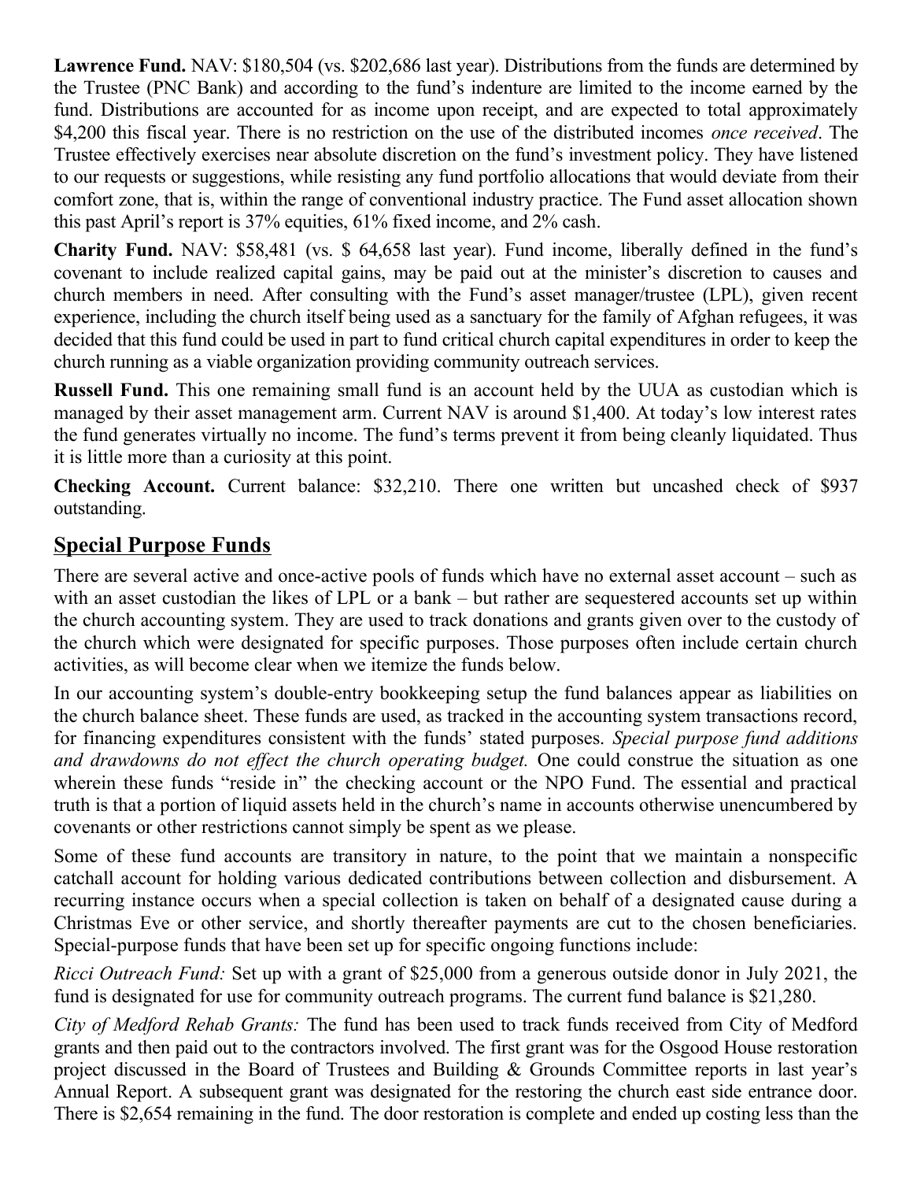**Lawrence Fund.** NAV: $180,504 (vs. $202,686 last year). Distributions from the funds are determined by the Trustee (PNC Bank) and according to the fund's indenture are limited to the income earned by the fund. Distributions are accounted for as income upon receipt, and are expected to total approximately $4,200 this fiscal year. There is no restriction on the use of the distributed incomes *once received*. The Trustee effectively exercises near absolute discretion on the fund's investment policy. They have listened to our requests or suggestions, while resisting any fund portfolio allocations that would deviate from their comfort zone, that is, within the range of conventional industry practice. The Fund asset allocation shown this past April's report is 37% equities, 61% fixed income, and 2% cash.

**Charity Fund.** NAV: $58,481 (vs. $ 64,658 last year). Fund income, liberally defined in the fund's covenant to include realized capital gains, may be paid out at the minister's discretion to causes and church members in need. After consulting with the Fund's asset manager/trustee (LPL), given recent experience, including the church itself being used as a sanctuary for the family of Afghan refugees, it was decided that this fund could be used in part to fund critical church capital expenditures in order to keep the church running as a viable organization providing community outreach services.

**Russell Fund.** This one remaining small fund is an account held by the UUA as custodian which is managed by their asset management arm. Current NAV is around $1,400. At today's low interest rates the fund generates virtually no income. The fund's terms prevent it from being cleanly liquidated. Thus it is little more than a curiosity at this point.

**Checking Account.** Current balance: $32,210. There one written but uncashed check of $937 outstanding.

## Special Purpose Funds

There are several active and once-active pools of funds which have no external asset account – such as with an asset custodian the likes of LPL or a bank – but rather are sequestered accounts set up within the church accounting system. They are used to track donations and grants given over to the custody of the church which were designated for specific purposes. Those purposes often include certain church activities, as will become clear when we itemize the funds below.

In our accounting system's double-entry bookkeeping setup the fund balances appear as liabilities on the church balance sheet. These funds are used, as tracked in the accounting system transactions record, for financing expenditures consistent with the funds' stated purposes. *Special purpose fund additions and drawdowns do not effect the church operating budget.* One could construe the situation as one wherein these funds "reside in" the checking account or the NPO Fund. The essential and practical truth is that a portion of liquid assets held in the church's name in accounts otherwise unencumbered by covenants or other restrictions cannot simply be spent as we please.

Some of these fund accounts are transitory in nature, to the point that we maintain a nonspecific catchall account for holding various dedicated contributions between collection and disbursement. A recurring instance occurs when a special collection is taken on behalf of a designated cause during a Christmas Eve or other service, and shortly thereafter payments are cut to the chosen beneficiaries. Special-purpose funds that have been set up for specific ongoing functions include:

*Ricci Outreach Fund:* Set up with a grant of $25,000 from a generous outside donor in July 2021, the fund is designated for use for community outreach programs. The current fund balance is $21,280.

*City of Medford Rehab Grants:* The fund has been used to track funds received from City of Medford grants and then paid out to the contractors involved. The first grant was for the Osgood House restoration project discussed in the Board of Trustees and Building & Grounds Committee reports in last year's Annual Report. A subsequent grant was designated for the restoring the church east side entrance door. There is $2,654 remaining in the fund. The door restoration is complete and ended up costing less than the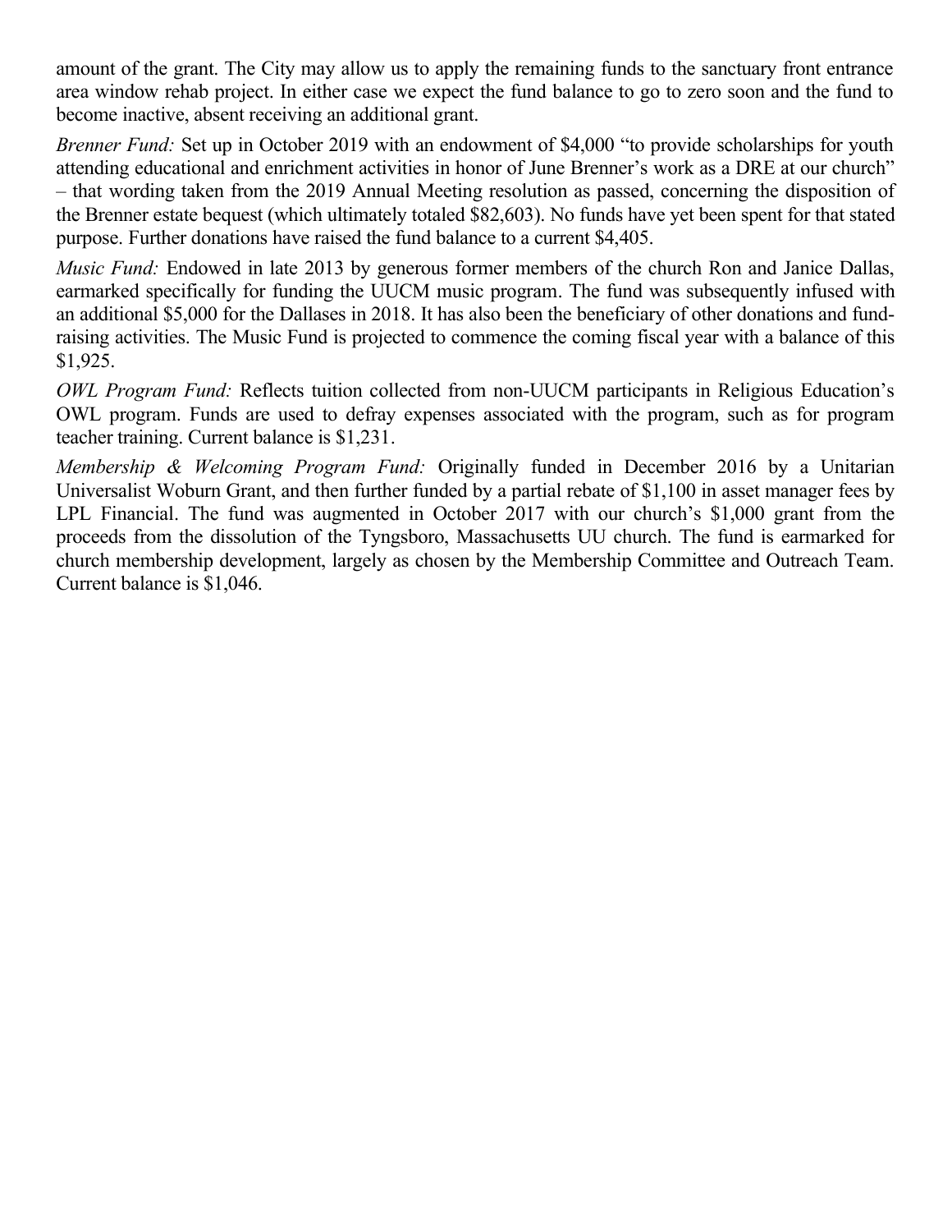amount of the grant. The City may allow us to apply the remaining funds to the sanctuary front entrance area window rehab project. In either case we expect the fund balance to go to zero soon and the fund to become inactive, absent receiving an additional grant.

*Brenner Fund:* Set up in October 2019 with an endowment of $4,000 "to provide scholarships for youth attending educational and enrichment activities in honor of June Brenner's work as a DRE at our church" – that wording taken from the 2019 Annual Meeting resolution as passed, concerning the disposition of the Brenner estate bequest (which ultimately totaled $82,603). No funds have yet been spent for that stated purpose. Further donations have raised the fund balance to a current $4,405.

*Music Fund:* Endowed in late 2013 by generous former members of the church Ron and Janice Dallas, earmarked specifically for funding the UUCM music program. The fund was subsequently infused with an additional $5,000 for the Dallases in 2018. It has also been the beneficiary of other donations and fund-raising activities. The Music Fund is projected to commence the coming fiscal year with a balance of this $1,925.

*OWL Program Fund:* Reflects tuition collected from non-UUCM participants in Religious Education's OWL program. Funds are used to defray expenses associated with the program, such as for program teacher training. Current balance is $1,231.

*Membership & Welcoming Program Fund:* Originally funded in December 2016 by a Unitarian Universalist Woburn Grant, and then further funded by a partial rebate of $1,100 in asset manager fees by LPL Financial. The fund was augmented in October 2017 with our church's $1,000 grant from the proceeds from the dissolution of the Tyngsboro, Massachusetts UU church. The fund is earmarked for church membership development, largely as chosen by the Membership Committee and Outreach Team. Current balance is $1,046.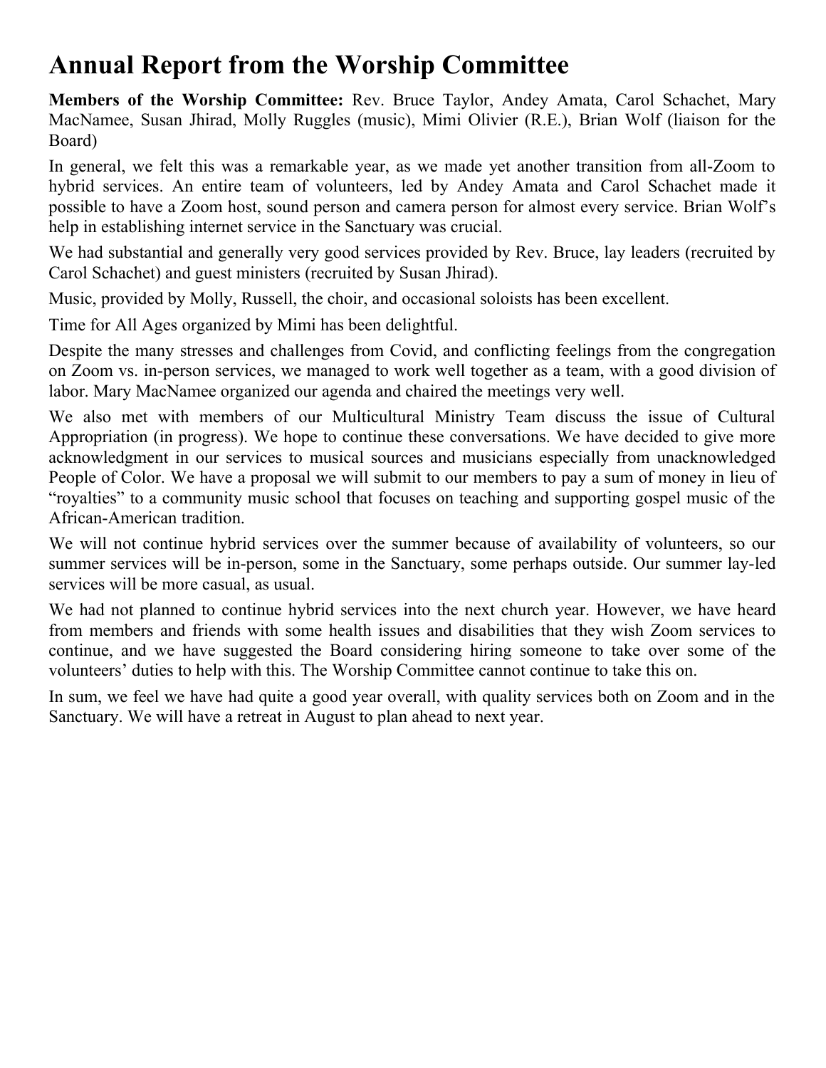# Annual Report from the Worship Committee

**Members of the Worship Committee:** Rev. Bruce Taylor, Andey Amata, Carol Schachet, Mary MacNamee, Susan Jhirad, Molly Ruggles (music), Mimi Olivier (R.E.), Brian Wolf (liaison for the Board)

In general, we felt this was a remarkable year, as we made yet another transition from all-Zoom to hybrid services. An entire team of volunteers, led by Andey Amata and Carol Schachet made it possible to have a Zoom host, sound person and camera person for almost every service. Brian Wolf's help in establishing internet service in the Sanctuary was crucial.

We had substantial and generally very good services provided by Rev. Bruce, lay leaders (recruited by Carol Schachet) and guest ministers (recruited by Susan Jhirad).

Music, provided by Molly, Russell, the choir, and occasional soloists has been excellent.

Time for All Ages organized by Mimi has been delightful.

Despite the many stresses and challenges from Covid, and conflicting feelings from the congregation on Zoom vs. in-person services, we managed to work well together as a team, with a good division of labor. Mary MacNamee organized our agenda and chaired the meetings very well.

We also met with members of our Multicultural Ministry Team discuss the issue of Cultural Appropriation (in progress). We hope to continue these conversations. We have decided to give more acknowledgment in our services to musical sources and musicians especially from unacknowledged People of Color. We have a proposal we will submit to our members to pay a sum of money in lieu of "royalties" to a community music school that focuses on teaching and supporting gospel music of the African-American tradition.

We will not continue hybrid services over the summer because of availability of volunteers, so our summer services will be in-person, some in the Sanctuary, some perhaps outside. Our summer lay-led services will be more casual, as usual.

We had not planned to continue hybrid services into the next church year. However, we have heard from members and friends with some health issues and disabilities that they wish Zoom services to continue, and we have suggested the Board considering hiring someone to take over some of the volunteers' duties to help with this. The Worship Committee cannot continue to take this on.

In sum, we feel we have had quite a good year overall, with quality services both on Zoom and in the Sanctuary. We will have a retreat in August to plan ahead to next year.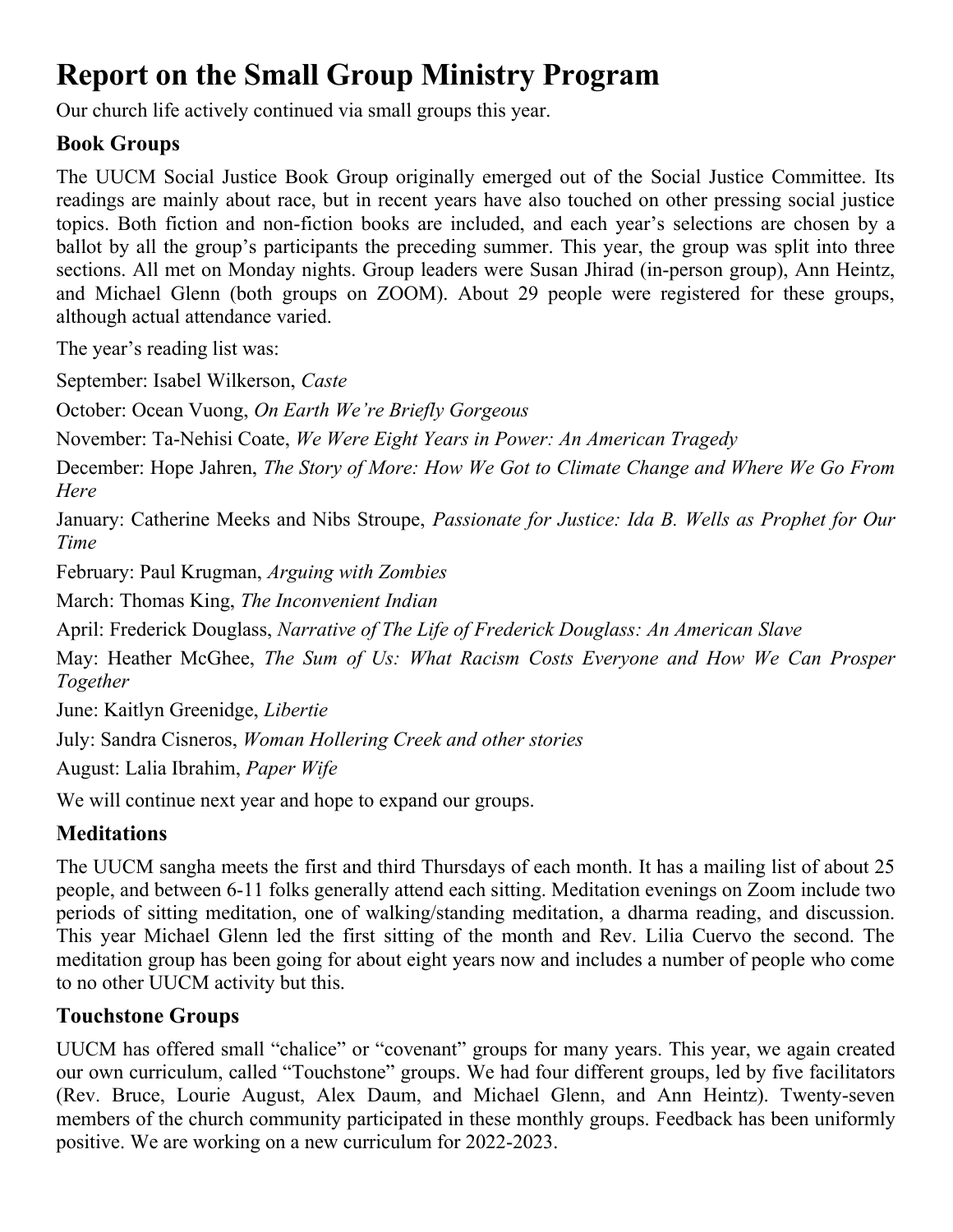# Report on the Small Group Ministry Program

Our church life actively continued via small groups this year.

## Book Groups

The UUCM Social Justice Book Group originally emerged out of the Social Justice Committee. Its readings are mainly about race, but in recent years have also touched on other pressing social justice topics. Both fiction and non-fiction books are included, and each year's selections are chosen by a ballot by all the group's participants the preceding summer. This year, the group was split into three sections. All met on Monday nights. Group leaders were Susan Jhirad (in-person group), Ann Heintz, and Michael Glenn (both groups on ZOOM). About 29 people were registered for these groups, although actual attendance varied.

The year's reading list was:

September: Isabel Wilkerson, *Caste*

October: Ocean Vuong, *On Earth We're Briefly Gorgeous*

November: Ta-Nehisi Coate, *We Were Eight Years in Power: An American Tragedy*

December: Hope Jahren, *The Story of More: How We Got to Climate Change and Where We Go From Here*

January: Catherine Meeks and Nibs Stroupe, *Passionate for Justice: Ida B. Wells as Prophet for Our Time*

February: Paul Krugman, *Arguing with Zombies*

March: Thomas King, *The Inconvenient Indian*

April: Frederick Douglass, *Narrative of The Life of Frederick Douglass: An American Slave*

May: Heather McGhee, *The Sum of Us: What Racism Costs Everyone and How We Can Prosper Together*

June: Kaitlyn Greenidge, *Libertie*

July: Sandra Cisneros, *Woman Hollering Creek and other stories*

August: Lalia Ibrahim, *Paper Wife*

We will continue next year and hope to expand our groups.

## Meditations

The UUCM sangha meets the first and third Thursdays of each month. It has a mailing list of about 25 people, and between 6-11 folks generally attend each sitting. Meditation evenings on Zoom include two periods of sitting meditation, one of walking/standing meditation, a dharma reading, and discussion. This year Michael Glenn led the first sitting of the month and Rev. Lilia Cuervo the second. The meditation group has been going for about eight years now and includes a number of people who come to no other UUCM activity but this.

## Touchstone Groups

UUCM has offered small "chalice" or "covenant" groups for many years. This year, we again created our own curriculum, called "Touchstone" groups. We had four different groups, led by five facilitators (Rev. Bruce, Lourie August, Alex Daum, and Michael Glenn, and Ann Heintz). Twenty-seven members of the church community participated in these monthly groups. Feedback has been uniformly positive. We are working on a new curriculum for 2022-2023.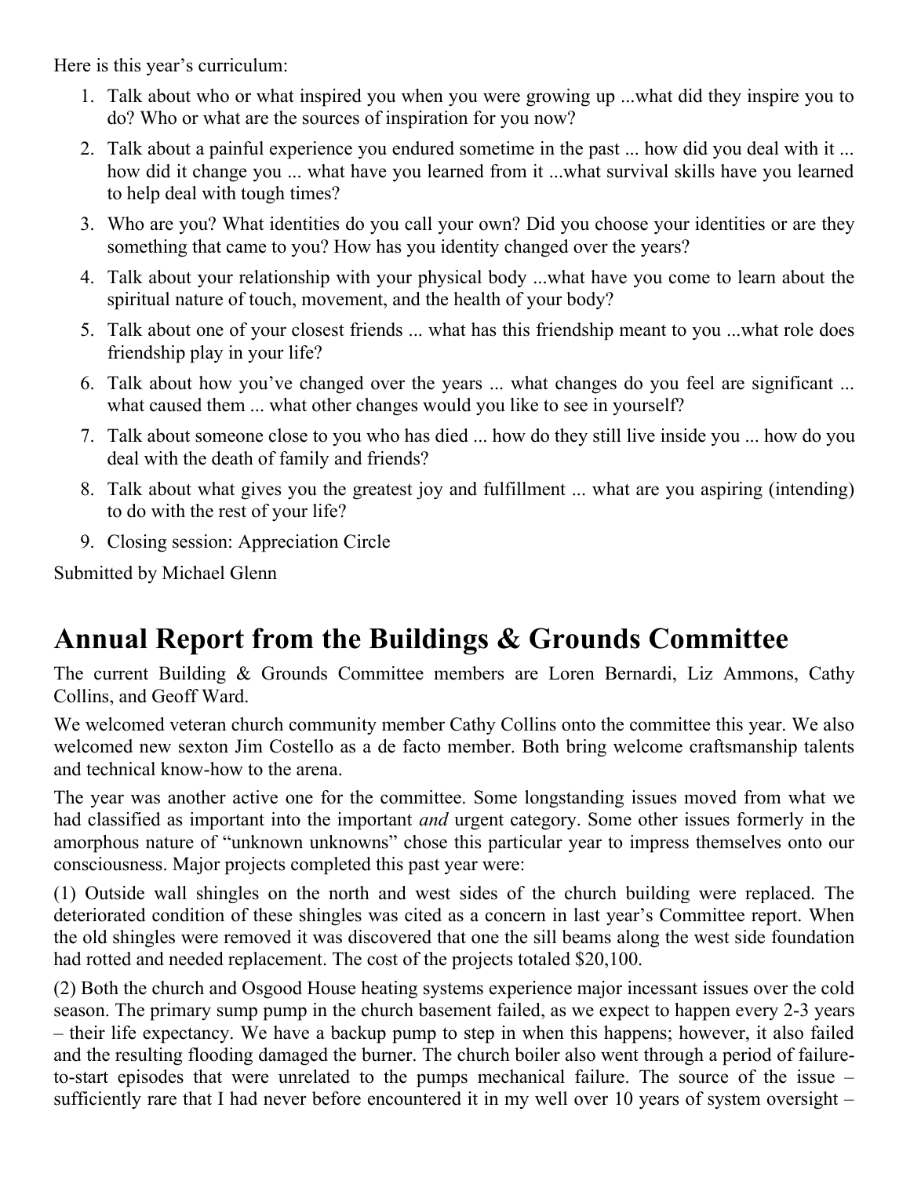Here is this year's curriculum:

1. Talk about who or what inspired you when you were growing up ...what did they inspire you to do? Who or what are the sources of inspiration for you now?
2. Talk about a painful experience you endured sometime in the past ... how did you deal with it ... how did it change you ... what have you learned from it ...what survival skills have you learned to help deal with tough times?
3. Who are you? What identities do you call your own? Did you choose your identities or are they something that came to you? How has you identity changed over the years?
4. Talk about your relationship with your physical body ...what have you come to learn about the spiritual nature of touch, movement, and the health of your body?
5. Talk about one of your closest friends ... what has this friendship meant to you ...what role does friendship play in your life?
6. Talk about how you've changed over the years ... what changes do you feel are significant ... what caused them ... what other changes would you like to see in yourself?
7. Talk about someone close to you who has died ... how do they still live inside you ... how do you deal with the death of family and friends?
8. Talk about what gives you the greatest joy and fulfillment ... what are you aspiring (intending) to do with the rest of your life?
9. Closing session: Appreciation Circle

Submitted by Michael Glenn

# Annual Report from the Buildings & Grounds Committee

The current Building & Grounds Committee members are Loren Bernardi, Liz Ammons, Cathy Collins, and Geoff Ward.

We welcomed veteran church community member Cathy Collins onto the committee this year. We also welcomed new sexton Jim Costello as a de facto member. Both bring welcome craftsmanship talents and technical know-how to the arena.

The year was another active one for the committee. Some longstanding issues moved from what we had classified as important into the important *and* urgent category. Some other issues formerly in the amorphous nature of "unknown unknowns" chose this particular year to impress themselves onto our consciousness. Major projects completed this past year were:

(1) Outside wall shingles on the north and west sides of the church building were replaced. The deteriorated condition of these shingles was cited as a concern in last year's Committee report. When the old shingles were removed it was discovered that one the sill beams along the west side foundation had rotted and needed replacement. The cost of the projects totaled $20,100.

(2) Both the church and Osgood House heating systems experience major incessant issues over the cold season. The primary sump pump in the church basement failed, as we expect to happen every 2-3 years – their life expectancy. We have a backup pump to step in when this happens; however, it also failed and the resulting flooding damaged the burner. The church boiler also went through a period of failure-to-start episodes that were unrelated to the pumps mechanical failure. The source of the issue – sufficiently rare that I had never before encountered it in my well over 10 years of system oversight –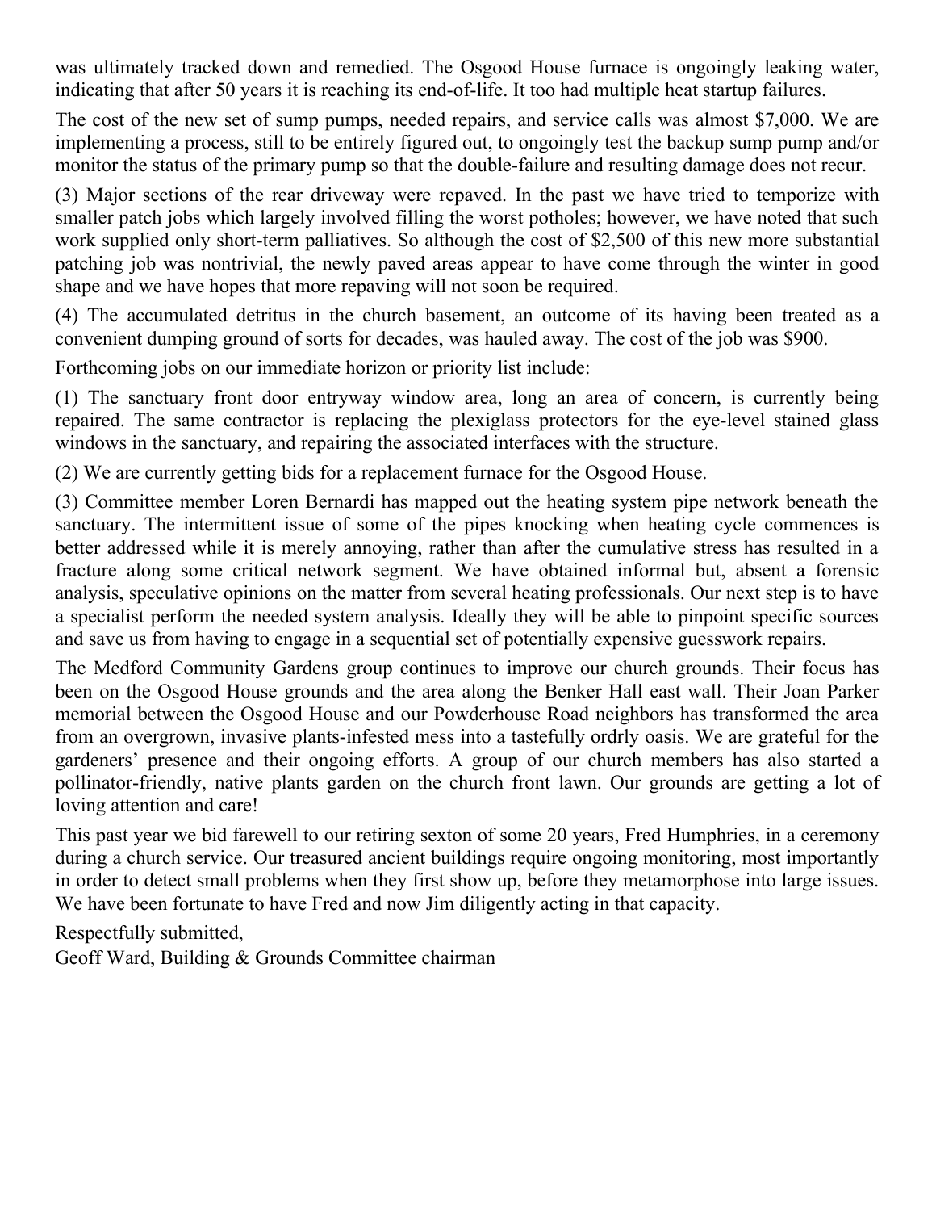was ultimately tracked down and remedied. The Osgood House furnace is ongoingly leaking water, indicating that after 50 years it is reaching its end-of-life. It too had multiple heat startup failures.

The cost of the new set of sump pumps, needed repairs, and service calls was almost $7,000. We are implementing a process, still to be entirely figured out, to ongoingly test the backup sump pump and/or monitor the status of the primary pump so that the double-failure and resulting damage does not recur.

(3) Major sections of the rear driveway were repaved. In the past we have tried to temporize with smaller patch jobs which largely involved filling the worst potholes; however, we have noted that such work supplied only short-term palliatives. So although the cost of $2,500 of this new more substantial patching job was nontrivial, the newly paved areas appear to have come through the winter in good shape and we have hopes that more repaving will not soon be required.

(4) The accumulated detritus in the church basement, an outcome of its having been treated as a convenient dumping ground of sorts for decades, was hauled away. The cost of the job was $900.

Forthcoming jobs on our immediate horizon or priority list include:

(1) The sanctuary front door entryway window area, long an area of concern, is currently being repaired. The same contractor is replacing the plexiglass protectors for the eye-level stained glass windows in the sanctuary, and repairing the associated interfaces with the structure.

(2) We are currently getting bids for a replacement furnace for the Osgood House.

(3) Committee member Loren Bernardi has mapped out the heating system pipe network beneath the sanctuary. The intermittent issue of some of the pipes knocking when heating cycle commences is better addressed while it is merely annoying, rather than after the cumulative stress has resulted in a fracture along some critical network segment. We have obtained informal but, absent a forensic analysis, speculative opinions on the matter from several heating professionals. Our next step is to have a specialist perform the needed system analysis. Ideally they will be able to pinpoint specific sources and save us from having to engage in a sequential set of potentially expensive guesswork repairs.

The Medford Community Gardens group continues to improve our church grounds. Their focus has been on the Osgood House grounds and the area along the Benker Hall east wall. Their Joan Parker memorial between the Osgood House and our Powderhouse Road neighbors has transformed the area from an overgrown, invasive plants-infested mess into a tastefully ordrly oasis. We are grateful for the gardeners' presence and their ongoing efforts. A group of our church members has also started a pollinator-friendly, native plants garden on the church front lawn. Our grounds are getting a lot of loving attention and care!

This past year we bid farewell to our retiring sexton of some 20 years, Fred Humphries, in a ceremony during a church service. Our treasured ancient buildings require ongoing monitoring, most importantly in order to detect small problems when they first show up, before they metamorphose into large issues. We have been fortunate to have Fred and now Jim diligently acting in that capacity.

Respectfully submitted,
Geoff Ward, Building & Grounds Committee chairman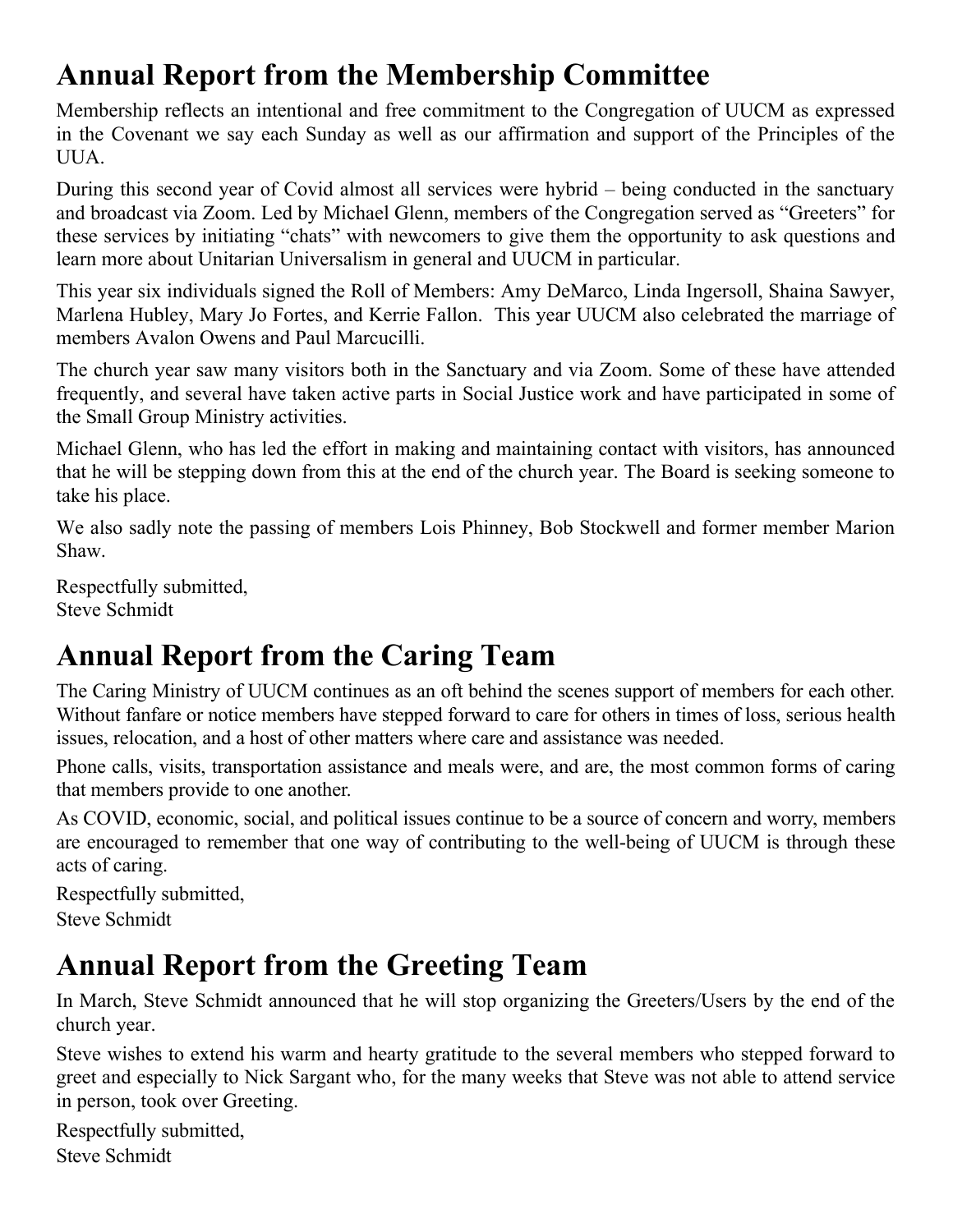# Annual Report from the Membership Committee

Membership reflects an intentional and free commitment to the Congregation of UUCM as expressed in the Covenant we say each Sunday as well as our affirmation and support of the Principles of the UUA.

During this second year of Covid almost all services were hybrid – being conducted in the sanctuary and broadcast via Zoom. Led by Michael Glenn, members of the Congregation served as "Greeters" for these services by initiating "chats" with newcomers to give them the opportunity to ask questions and learn more about Unitarian Universalism in general and UUCM in particular.

This year six individuals signed the Roll of Members: Amy DeMarco, Linda Ingersoll, Shaina Sawyer, Marlena Hubley, Mary Jo Fortes, and Kerrie Fallon. This year UUCM also celebrated the marriage of members Avalon Owens and Paul Marcucilli.

The church year saw many visitors both in the Sanctuary and via Zoom. Some of these have attended frequently, and several have taken active parts in Social Justice work and have participated in some of the Small Group Ministry activities.

Michael Glenn, who has led the effort in making and maintaining contact with visitors, has announced that he will be stepping down from this at the end of the church year. The Board is seeking someone to take his place.

We also sadly note the passing of members Lois Phinney, Bob Stockwell and former member Marion Shaw.

Respectfully submitted,
Steve Schmidt

# Annual Report from the Caring Team

The Caring Ministry of UUCM continues as an oft behind the scenes support of members for each other. Without fanfare or notice members have stepped forward to care for others in times of loss, serious health issues, relocation, and a host of other matters where care and assistance was needed.

Phone calls, visits, transportation assistance and meals were, and are, the most common forms of caring that members provide to one another.

As COVID, economic, social, and political issues continue to be a source of concern and worry, members are encouraged to remember that one way of contributing to the well-being of UUCM is through these acts of caring.

Respectfully submitted,
Steve Schmidt

# Annual Report from the Greeting Team

In March, Steve Schmidt announced that he will stop organizing the Greeters/Users by the end of the church year.

Steve wishes to extend his warm and hearty gratitude to the several members who stepped forward to greet and especially to Nick Sargant who, for the many weeks that Steve was not able to attend service in person, took over Greeting.

Respectfully submitted,
Steve Schmidt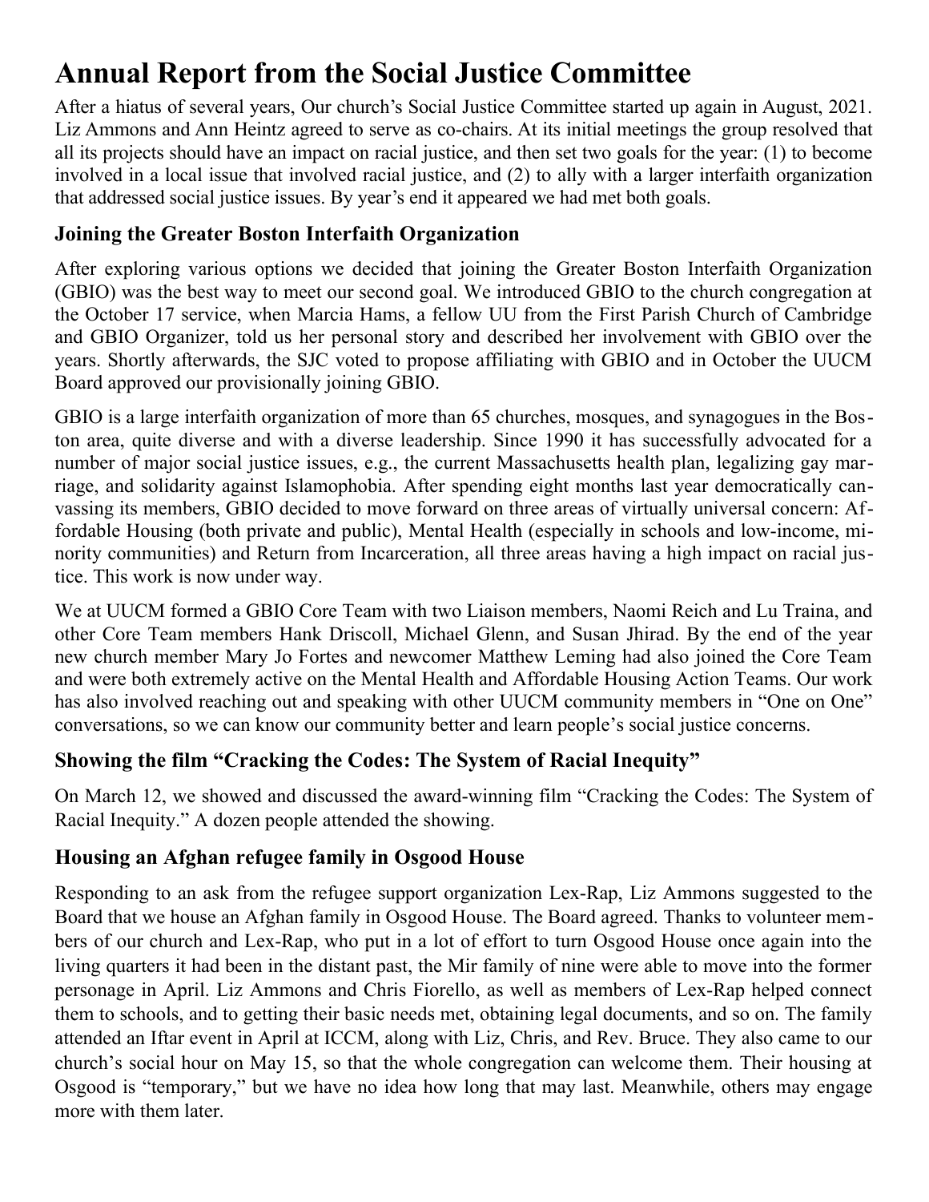# Annual Report from the Social Justice Committee

After a hiatus of several years, Our church's Social Justice Committee started up again in August, 2021. Liz Ammons and Ann Heintz agreed to serve as co-chairs. At its initial meetings the group resolved that all its projects should have an impact on racial justice, and then set two goals for the year: (1) to become involved in a local issue that involved racial justice, and (2) to ally with a larger interfaith organization that addressed social justice issues. By year's end it appeared we had met both goals.

## Joining the Greater Boston Interfaith Organization

After exploring various options we decided that joining the Greater Boston Interfaith Organization (GBIO) was the best way to meet our second goal. We introduced GBIO to the church congregation at the October 17 service, when Marcia Hams, a fellow UU from the First Parish Church of Cambridge and GBIO Organizer, told us her personal story and described her involvement with GBIO over the years. Shortly afterwards, the SJC voted to propose affiliating with GBIO and in October the UUCM Board approved our provisionally joining GBIO.

GBIO is a large interfaith organization of more than 65 churches, mosques, and synagogues in the Boston area, quite diverse and with a diverse leadership. Since 1990 it has successfully advocated for a number of major social justice issues, e.g., the current Massachusetts health plan, legalizing gay marriage, and solidarity against Islamophobia. After spending eight months last year democratically canvassing its members, GBIO decided to move forward on three areas of virtually universal concern: Affordable Housing (both private and public), Mental Health (especially in schools and low-income, minority communities) and Return from Incarceration, all three areas having a high impact on racial justice. This work is now under way.

We at UUCM formed a GBIO Core Team with two Liaison members, Naomi Reich and Lu Traina, and other Core Team members Hank Driscoll, Michael Glenn, and Susan Jhirad. By the end of the year new church member Mary Jo Fortes and newcomer Matthew Leming had also joined the Core Team and were both extremely active on the Mental Health and Affordable Housing Action Teams. Our work has also involved reaching out and speaking with other UUCM community members in "One on One" conversations, so we can know our community better and learn people's social justice concerns.

## Showing the film "Cracking the Codes: The System of Racial Inequity"

On March 12, we showed and discussed the award-winning film "Cracking the Codes: The System of Racial Inequity." A dozen people attended the showing.

## Housing an Afghan refugee family in Osgood House

Responding to an ask from the refugee support organization Lex-Rap, Liz Ammons suggested to the Board that we house an Afghan family in Osgood House. The Board agreed. Thanks to volunteer members of our church and Lex-Rap, who put in a lot of effort to turn Osgood House once again into the living quarters it had been in the distant past, the Mir family of nine were able to move into the former personage in April. Liz Ammons and Chris Fiorello, as well as members of Lex-Rap helped connect them to schools, and to getting their basic needs met, obtaining legal documents, and so on. The family attended an Iftar event in April at ICCM, along with Liz, Chris, and Rev. Bruce. They also came to our church's social hour on May 15, so that the whole congregation can welcome them. Their housing at Osgood is "temporary," but we have no idea how long that may last. Meanwhile, others may engage more with them later.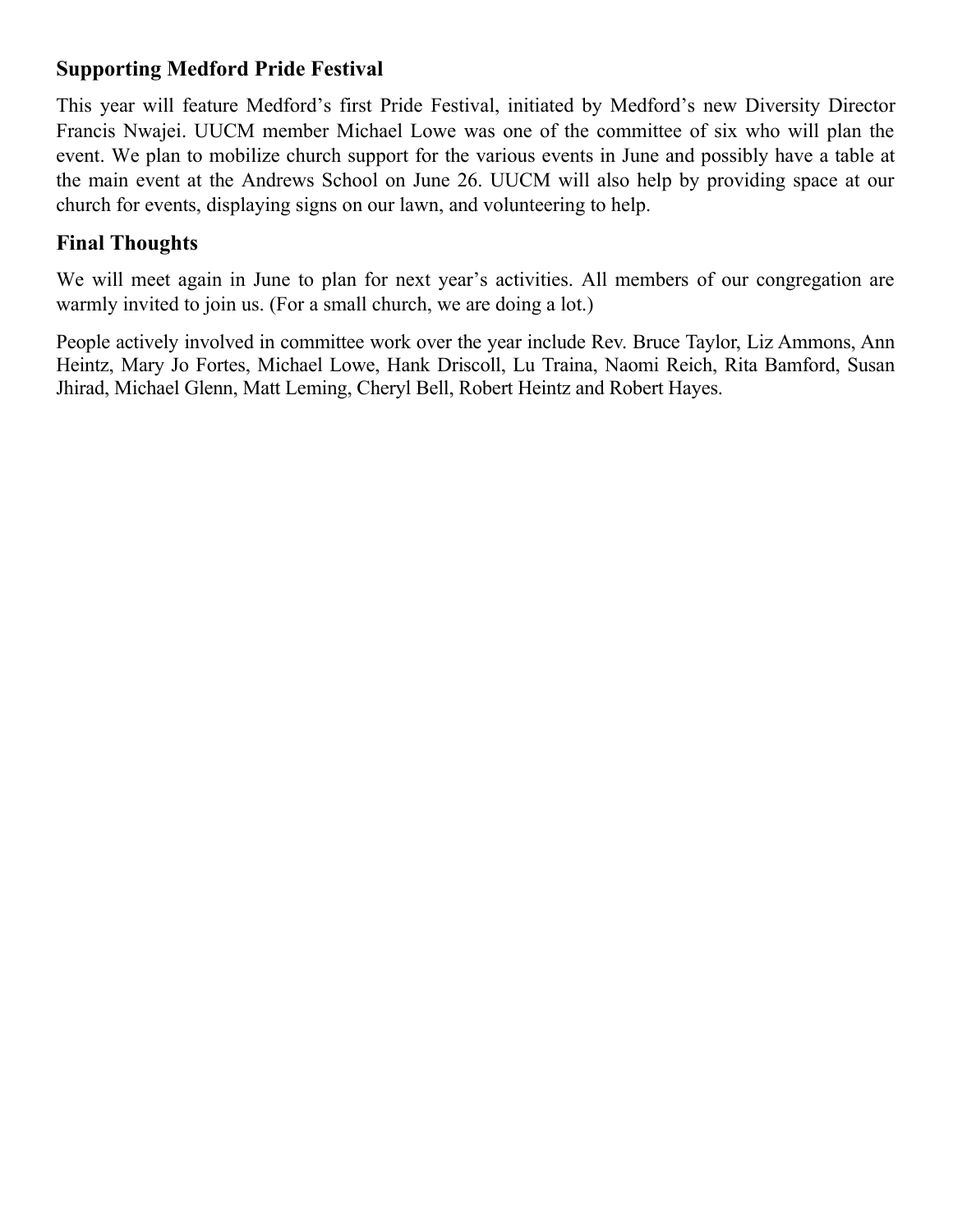### Supporting Medford Pride Festival

This year will feature Medford's first Pride Festival, initiated by Medford's new Diversity Director Francis Nwajei. UUCM member Michael Lowe was one of the committee of six who will plan the event. We plan to mobilize church support for the various events in June and possibly have a table at the main event at the Andrews School on June 26. UUCM will also help by providing space at our church for events, displaying signs on our lawn, and volunteering to help.

### Final Thoughts

We will meet again in June to plan for next year's activities. All members of our congregation are warmly invited to join us. (For a small church, we are doing a lot.)

People actively involved in committee work over the year include Rev. Bruce Taylor, Liz Ammons, Ann Heintz, Mary Jo Fortes, Michael Lowe, Hank Driscoll, Lu Traina, Naomi Reich, Rita Bamford, Susan Jhirad, Michael Glenn, Matt Leming, Cheryl Bell, Robert Heintz and Robert Hayes.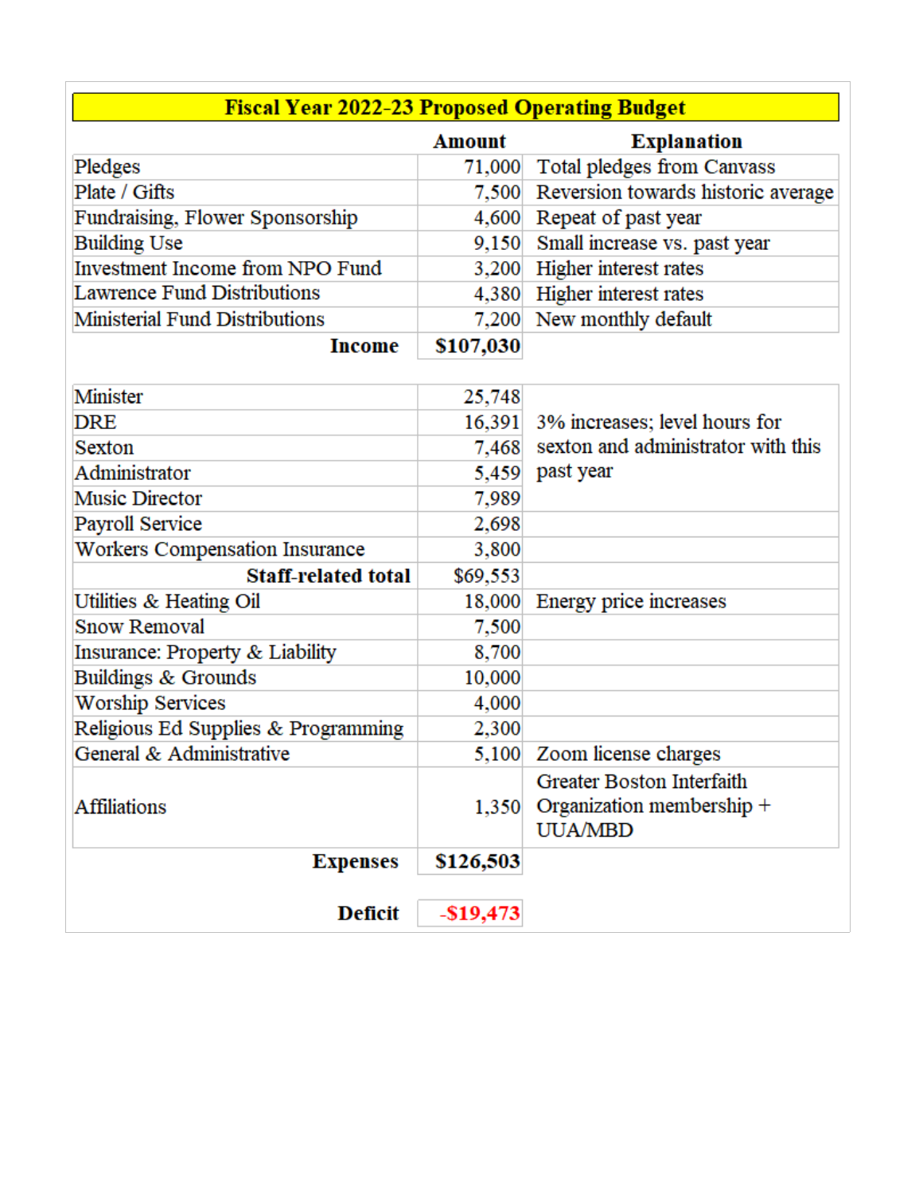## Fiscal Year 2022-23 Proposed Operating Budget

| | Amount | Explanation |
|---|---|---|
| Pledges | 71,000 | Total pledges from Canvass |
| Plate / Gifts | 7,500 | Reversion towards historic average |
| Fundraising, Flower Sponsorship | 4,600 | Repeat of past year |
| Building Use | 9,150 | Small increase vs. past year |
| Investment Income from NPO Fund | 3,200 | Higher interest rates |
| Lawrence Fund Distributions | 4,380 | Higher interest rates |
| Ministerial Fund Distributions | 7,200 | New monthly default |
| **Income** | **$107,030** | |
| | | |
| Minister | 25,748 | 3% increases; level hours for sexton and administrator with this past year |
| DRE | 16,391 | |
| Sexton | 7,468 | |
| Administrator | 5,459 | |
| Music Director | 7,989 | |
| Payroll Service | 2,698 | |
| Workers Compensation Insurance | 3,800 | |
| **Staff-related total** | $69,553 | |
| Utilities & Heating Oil | 18,000 | Energy price increases |
| Snow Removal | 7,500 | |
| Insurance: Property & Liability | 8,700 | |
| Buildings & Grounds | 10,000 | |
| Worship Services | 4,000 | |
| Religious Ed Supplies & Programming | 2,300 | |
| General & Administrative | 5,100 | Zoom license charges |
| Affiliations | 1,350 | Greater Boston Interfaith Organization membership + UUA/MBD |
| **Expenses** | **$126,503** | |
| | | |
| **Deficit** | **-$19,473** | |